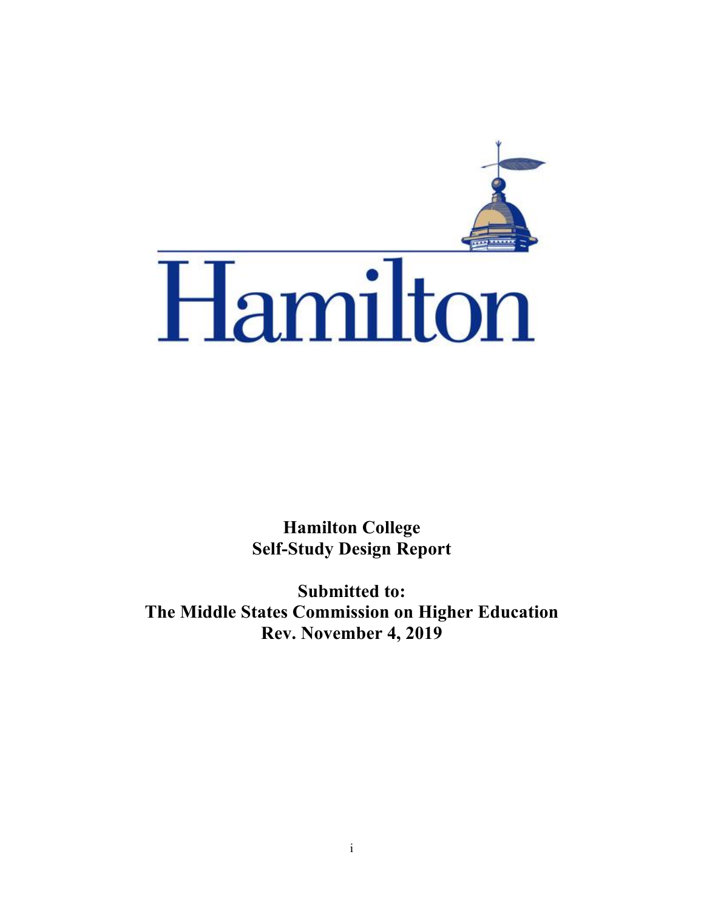Hamilton

**Hamilton College**
**Self-Study Design Report**

**Submitted to:**
**The Middle States Commission on Higher Education**
**Rev. November 4, 2019**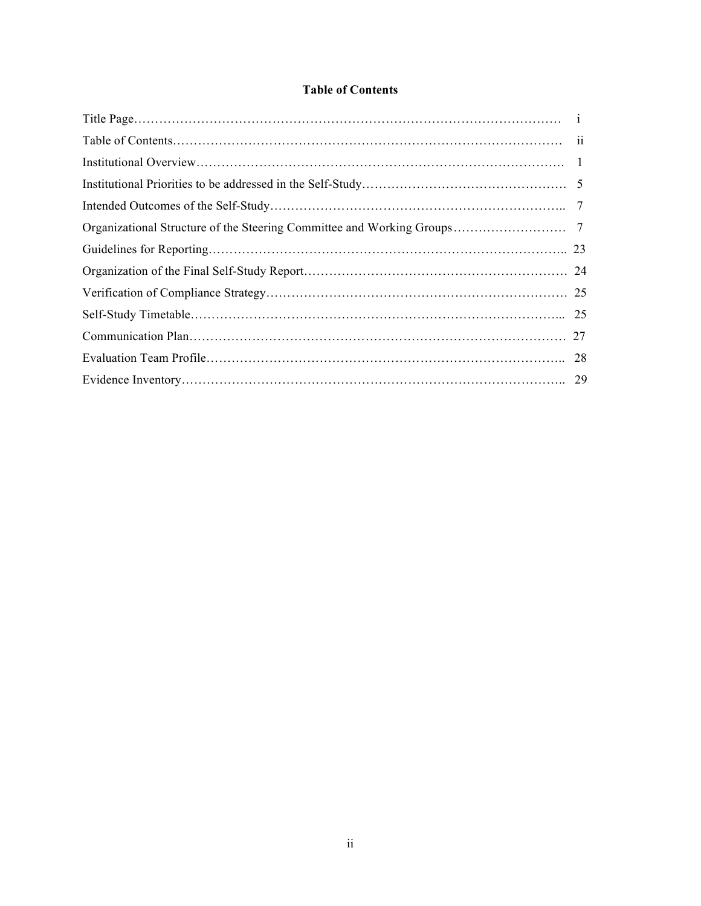**Table of Contents**

| | |
|---|---|
| Title Page | i |
| Table of Contents | ii |
| Institutional Overview | 1 |
| Institutional Priorities to be addressed in the Self-Study | 5 |
| Intended Outcomes of the Self-Study | 7 |
| Organizational Structure of the Steering Committee and Working Groups | 7 |
| Guidelines for Reporting | 23 |
| Organization of the Final Self-Study Report | 24 |
| Verification of Compliance Strategy | 25 |
| Self-Study Timetable | 25 |
| Communication Plan | 27 |
| Evaluation Team Profile | 28 |
| Evidence Inventory | 29 |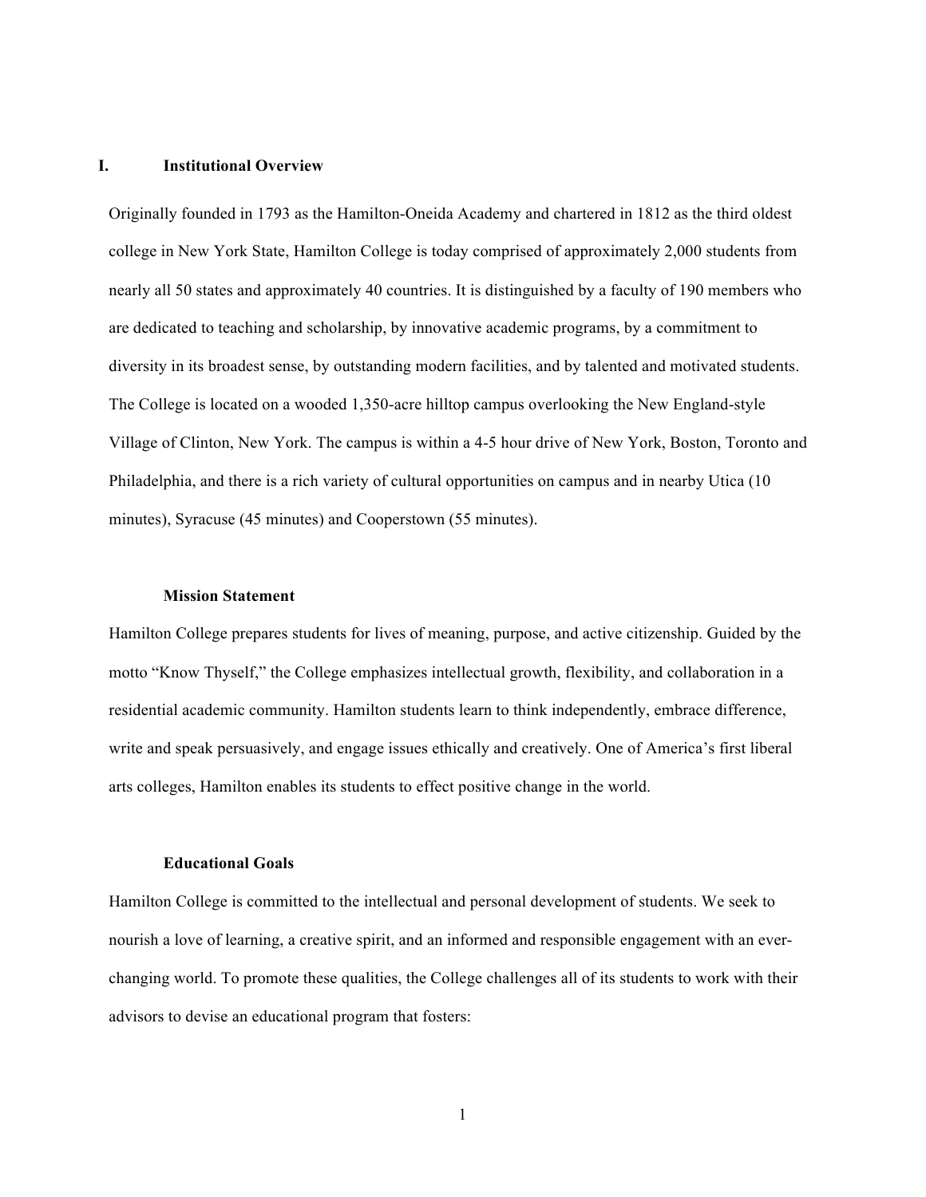## I. Institutional Overview

Originally founded in 1793 as the Hamilton-Oneida Academy and chartered in 1812 as the third oldest college in New York State, Hamilton College is today comprised of approximately 2,000 students from nearly all 50 states and approximately 40 countries. It is distinguished by a faculty of 190 members who are dedicated to teaching and scholarship, by innovative academic programs, by a commitment to diversity in its broadest sense, by outstanding modern facilities, and by talented and motivated students. The College is located on a wooded 1,350-acre hilltop campus overlooking the New England-style Village of Clinton, New York. The campus is within a 4-5 hour drive of New York, Boston, Toronto and Philadelphia, and there is a rich variety of cultural opportunities on campus and in nearby Utica (10 minutes), Syracuse (45 minutes) and Cooperstown (55 minutes).

### Mission Statement

Hamilton College prepares students for lives of meaning, purpose, and active citizenship. Guided by the motto "Know Thyself," the College emphasizes intellectual growth, flexibility, and collaboration in a residential academic community. Hamilton students learn to think independently, embrace difference, write and speak persuasively, and engage issues ethically and creatively. One of America's first liberal arts colleges, Hamilton enables its students to effect positive change in the world.

### Educational Goals

Hamilton College is committed to the intellectual and personal development of students. We seek to nourish a love of learning, a creative spirit, and an informed and responsible engagement with an ever-changing world. To promote these qualities, the College challenges all of its students to work with their advisors to devise an educational program that fosters: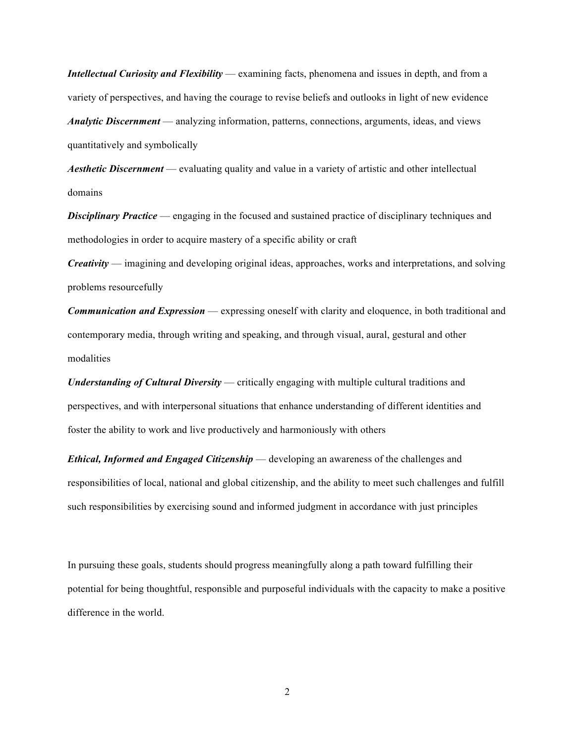***Intellectual Curiosity and Flexibility*** — examining facts, phenomena and issues in depth, and from a variety of perspectives, and having the courage to revise beliefs and outlooks in light of new evidence

***Analytic Discernment*** — analyzing information, patterns, connections, arguments, ideas, and views quantitatively and symbolically

***Aesthetic Discernment*** — evaluating quality and value in a variety of artistic and other intellectual domains

***Disciplinary Practice*** — engaging in the focused and sustained practice of disciplinary techniques and methodologies in order to acquire mastery of a specific ability or craft

***Creativity*** — imagining and developing original ideas, approaches, works and interpretations, and solving problems resourcefully

***Communication and Expression*** — expressing oneself with clarity and eloquence, in both traditional and contemporary media, through writing and speaking, and through visual, aural, gestural and other modalities

***Understanding of Cultural Diversity*** — critically engaging with multiple cultural traditions and perspectives, and with interpersonal situations that enhance understanding of different identities and foster the ability to work and live productively and harmoniously with others

***Ethical, Informed and Engaged Citizenship*** — developing an awareness of the challenges and responsibilities of local, national and global citizenship, and the ability to meet such challenges and fulfill such responsibilities by exercising sound and informed judgment in accordance with just principles

In pursuing these goals, students should progress meaningfully along a path toward fulfilling their potential for being thoughtful, responsible and purposeful individuals with the capacity to make a positive difference in the world.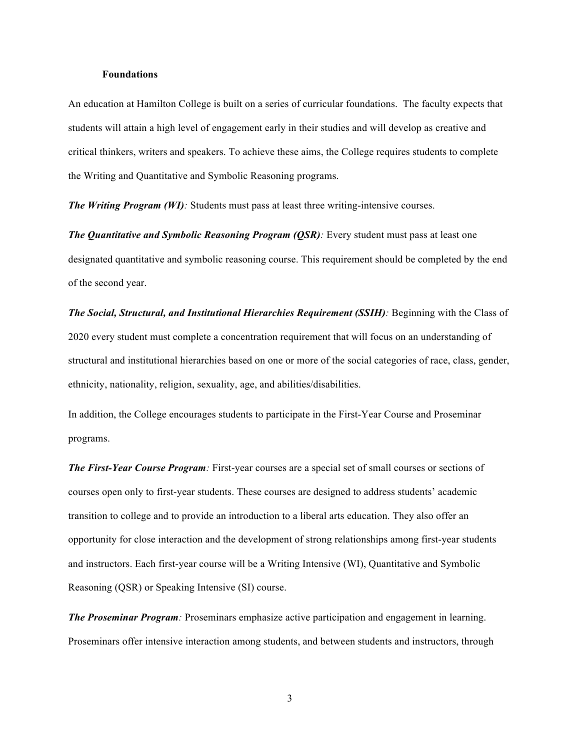**Foundations**

An education at Hamilton College is built on a series of curricular foundations. The faculty expects that students will attain a high level of engagement early in their studies and will develop as creative and critical thinkers, writers and speakers. To achieve these aims, the College requires students to complete the Writing and Quantitative and Symbolic Reasoning programs.

***The Writing Program (WI)****:* Students must pass at least three writing-intensive courses.

***The Quantitative and Symbolic Reasoning Program (QSR)****:* Every student must pass at least one designated quantitative and symbolic reasoning course. This requirement should be completed by the end of the second year.

***The Social, Structural, and Institutional Hierarchies Requirement (SSIH)****:* Beginning with the Class of 2020 every student must complete a concentration requirement that will focus on an understanding of structural and institutional hierarchies based on one or more of the social categories of race, class, gender, ethnicity, nationality, religion, sexuality, age, and abilities/disabilities.

In addition, the College encourages students to participate in the First-Year Course and Proseminar programs.

***The First-Year Course Program****:* First-year courses are a special set of small courses or sections of courses open only to first-year students. These courses are designed to address students' academic transition to college and to provide an introduction to a liberal arts education. They also offer an opportunity for close interaction and the development of strong relationships among first-year students and instructors. Each first-year course will be a Writing Intensive (WI), Quantitative and Symbolic Reasoning (QSR) or Speaking Intensive (SI) course.

***The Proseminar Program****:* Proseminars emphasize active participation and engagement in learning. Proseminars offer intensive interaction among students, and between students and instructors, through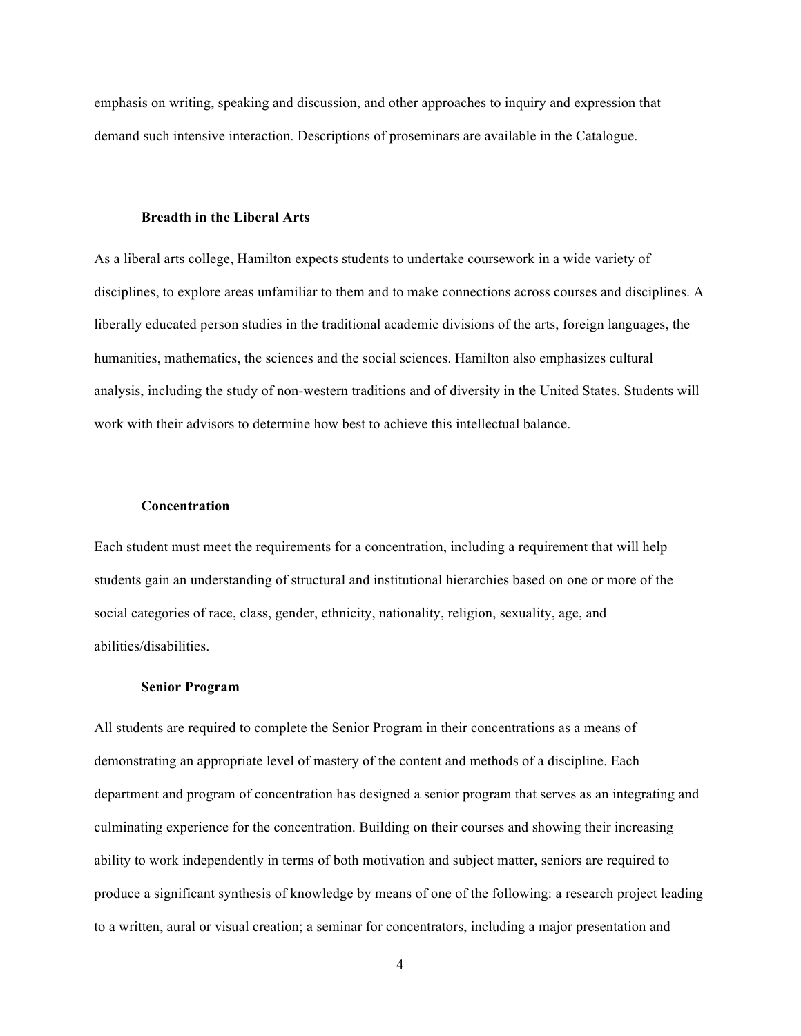emphasis on writing, speaking and discussion, and other approaches to inquiry and expression that demand such intensive interaction. Descriptions of proseminars are available in the Catalogue.

### Breadth in the Liberal Arts

As a liberal arts college, Hamilton expects students to undertake coursework in a wide variety of disciplines, to explore areas unfamiliar to them and to make connections across courses and disciplines. A liberally educated person studies in the traditional academic divisions of the arts, foreign languages, the humanities, mathematics, the sciences and the social sciences. Hamilton also emphasizes cultural analysis, including the study of non-western traditions and of diversity in the United States. Students will work with their advisors to determine how best to achieve this intellectual balance.

### Concentration

Each student must meet the requirements for a concentration, including a requirement that will help students gain an understanding of structural and institutional hierarchies based on one or more of the social categories of race, class, gender, ethnicity, nationality, religion, sexuality, age, and abilities/disabilities.

### Senior Program

All students are required to complete the Senior Program in their concentrations as a means of demonstrating an appropriate level of mastery of the content and methods of a discipline. Each department and program of concentration has designed a senior program that serves as an integrating and culminating experience for the concentration. Building on their courses and showing their increasing ability to work independently in terms of both motivation and subject matter, seniors are required to produce a significant synthesis of knowledge by means of one of the following: a research project leading to a written, aural or visual creation; a seminar for concentrators, including a major presentation and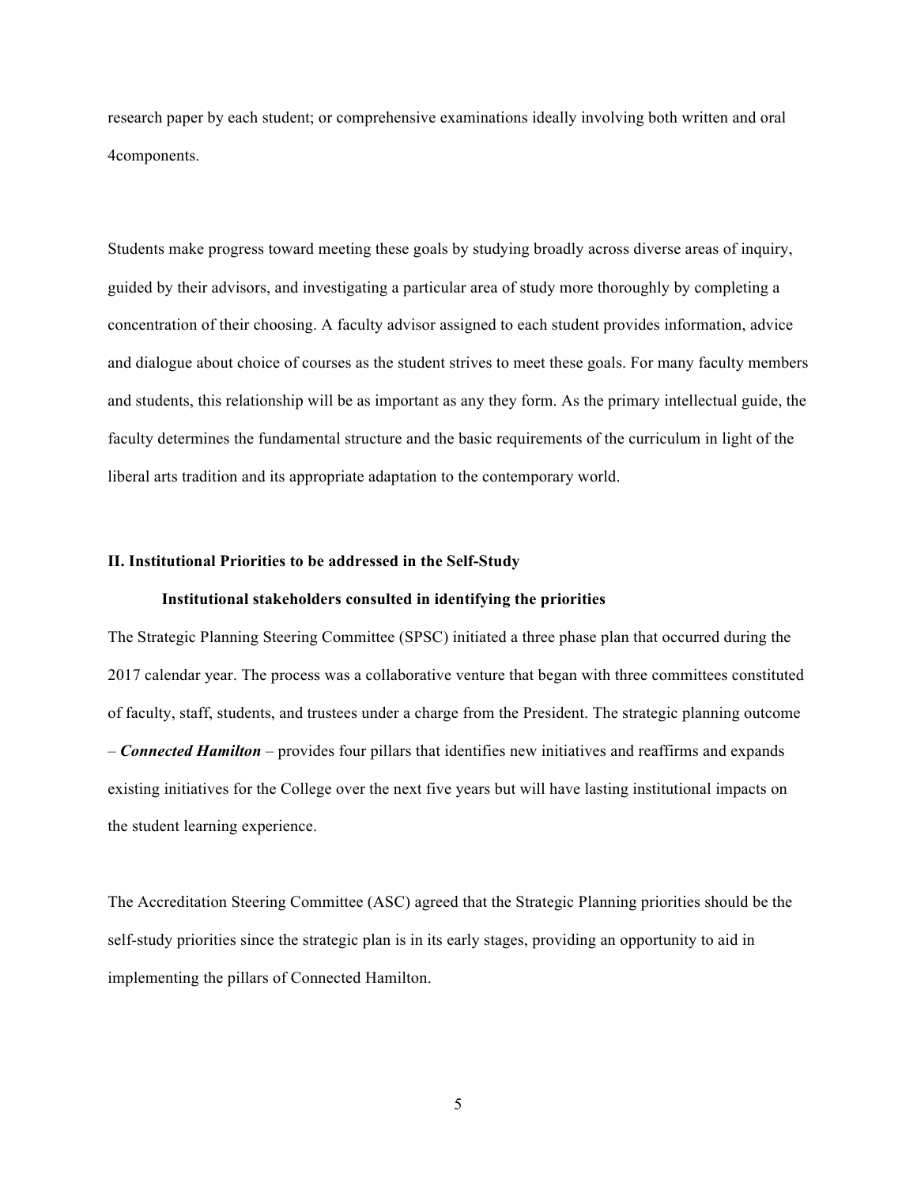research paper by each student; or comprehensive examinations ideally involving both written and oral 4components.

Students make progress toward meeting these goals by studying broadly across diverse areas of inquiry, guided by their advisors, and investigating a particular area of study more thoroughly by completing a concentration of their choosing. A faculty advisor assigned to each student provides information, advice and dialogue about choice of courses as the student strives to meet these goals. For many faculty members and students, this relationship will be as important as any they form. As the primary intellectual guide, the faculty determines the fundamental structure and the basic requirements of the curriculum in light of the liberal arts tradition and its appropriate adaptation to the contemporary world.

## II. Institutional Priorities to be addressed in the Self-Study

### Institutional stakeholders consulted in identifying the priorities

The Strategic Planning Steering Committee (SPSC) initiated a three phase plan that occurred during the 2017 calendar year. The process was a collaborative venture that began with three committees constituted of faculty, staff, students, and trustees under a charge from the President. The strategic planning outcome – ***Connected Hamilton*** – provides four pillars that identifies new initiatives and reaffirms and expands existing initiatives for the College over the next five years but will have lasting institutional impacts on the student learning experience.

The Accreditation Steering Committee (ASC) agreed that the Strategic Planning priorities should be the self-study priorities since the strategic plan is in its early stages, providing an opportunity to aid in implementing the pillars of Connected Hamilton.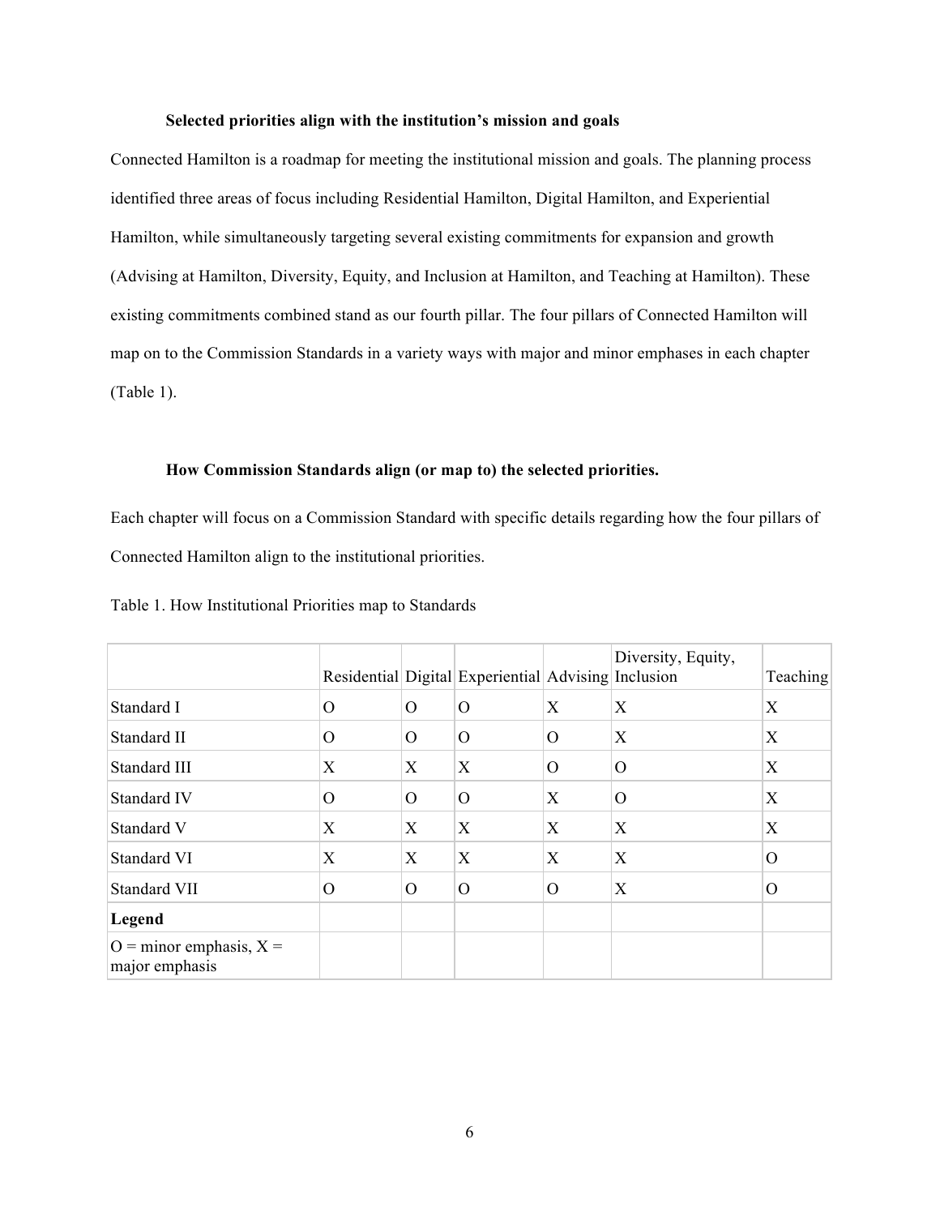### Selected priorities align with the institution's mission and goals

Connected Hamilton is a roadmap for meeting the institutional mission and goals. The planning process identified three areas of focus including Residential Hamilton, Digital Hamilton, and Experiential Hamilton, while simultaneously targeting several existing commitments for expansion and growth (Advising at Hamilton, Diversity, Equity, and Inclusion at Hamilton, and Teaching at Hamilton). These existing commitments combined stand as our fourth pillar. The four pillars of Connected Hamilton will map on to the Commission Standards in a variety ways with major and minor emphases in each chapter (Table 1).

### How Commission Standards align (or map to) the selected priorities.

Each chapter will focus on a Commission Standard with specific details regarding how the four pillars of Connected Hamilton align to the institutional priorities.

Table 1. How Institutional Priorities map to Standards

| | Residential | Digital | Experiential | Advising | Diversity, Equity, Inclusion | Teaching |
|---|---|---|---|---|---|---|
| Standard I | O | O | O | X | X | X |
| Standard II | O | O | O | O | X | X |
| Standard III | X | X | X | O | O | X |
| Standard IV | O | O | O | X | O | X |
| Standard V | X | X | X | X | X | X |
| Standard VI | X | X | X | X | X | O |
| Standard VII | O | O | O | O | X | O |
| **Legend** | | | | | | |
| O = minor emphasis, X = major emphasis | | | | | | |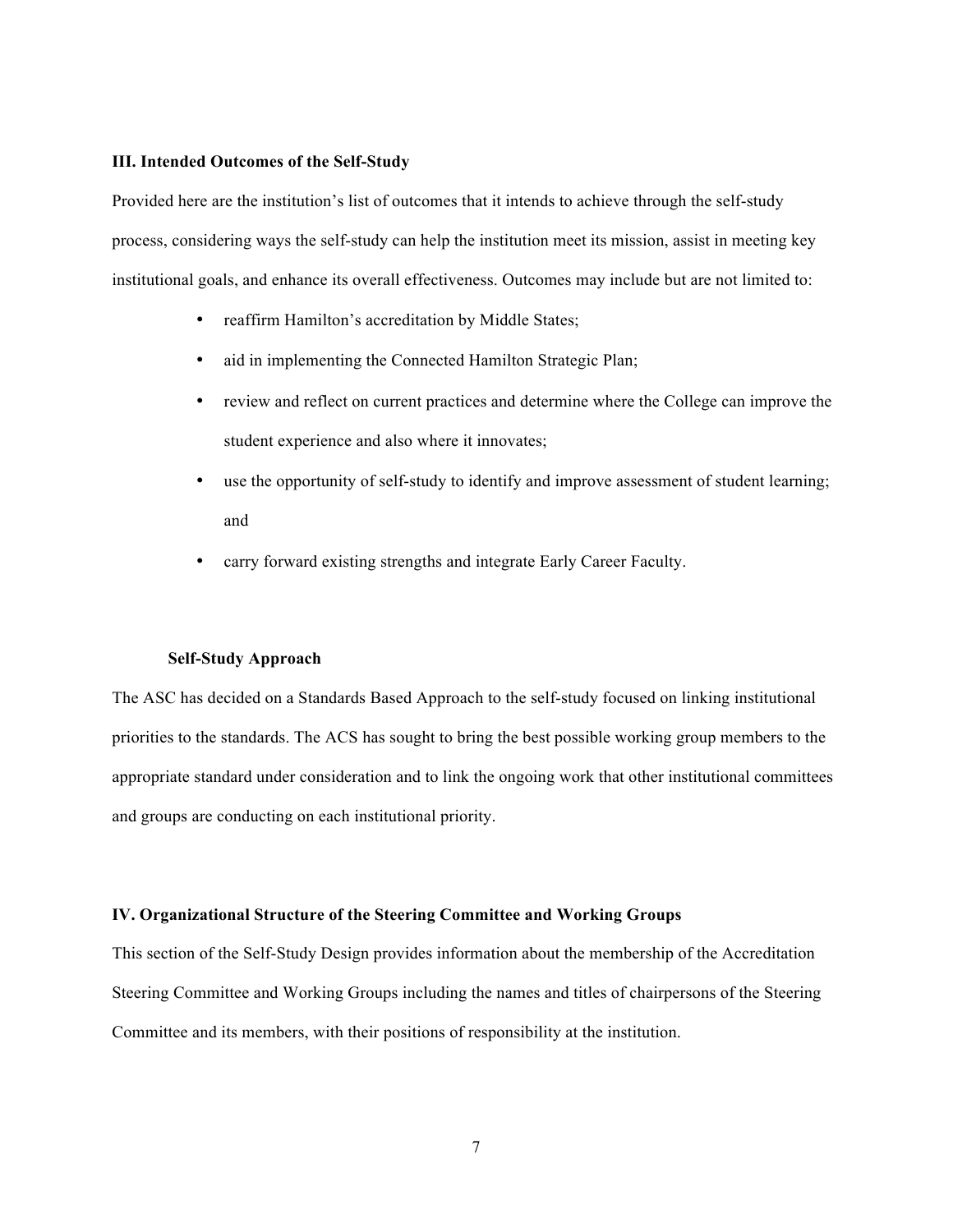### III. Intended Outcomes of the Self-Study

Provided here are the institution's list of outcomes that it intends to achieve through the self-study process, considering ways the self-study can help the institution meet its mission, assist in meeting key institutional goals, and enhance its overall effectiveness. Outcomes may include but are not limited to:

- reaffirm Hamilton's accreditation by Middle States;
- aid in implementing the Connected Hamilton Strategic Plan;
- review and reflect on current practices and determine where the College can improve the student experience and also where it innovates;
- use the opportunity of self-study to identify and improve assessment of student learning; and
- carry forward existing strengths and integrate Early Career Faculty.

#### Self-Study Approach

The ASC has decided on a Standards Based Approach to the self-study focused on linking institutional priorities to the standards. The ACS has sought to bring the best possible working group members to the appropriate standard under consideration and to link the ongoing work that other institutional committees and groups are conducting on each institutional priority.

### IV. Organizational Structure of the Steering Committee and Working Groups

This section of the Self-Study Design provides information about the membership of the Accreditation Steering Committee and Working Groups including the names and titles of chairpersons of the Steering Committee and its members, with their positions of responsibility at the institution.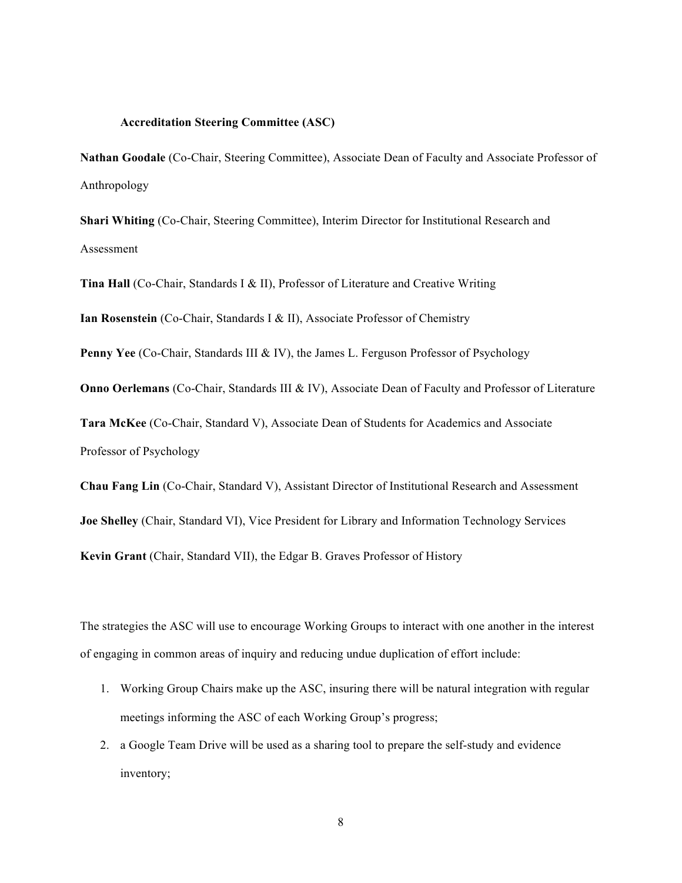**Accreditation Steering Committee (ASC)**

**Nathan Goodale** (Co-Chair, Steering Committee), Associate Dean of Faculty and Associate Professor of Anthropology

**Shari Whiting** (Co-Chair, Steering Committee), Interim Director for Institutional Research and Assessment

**Tina Hall** (Co-Chair, Standards I & II), Professor of Literature and Creative Writing

**Ian Rosenstein** (Co-Chair, Standards I & II), Associate Professor of Chemistry

**Penny Yee** (Co-Chair, Standards III & IV), the James L. Ferguson Professor of Psychology

**Onno Oerlemans** (Co-Chair, Standards III & IV), Associate Dean of Faculty and Professor of Literature

**Tara McKee** (Co-Chair, Standard V), Associate Dean of Students for Academics and Associate Professor of Psychology

**Chau Fang Lin** (Co-Chair, Standard V), Assistant Director of Institutional Research and Assessment

**Joe Shelley** (Chair, Standard VI), Vice President for Library and Information Technology Services

**Kevin Grant** (Chair, Standard VII), the Edgar B. Graves Professor of History

The strategies the ASC will use to encourage Working Groups to interact with one another in the interest of engaging in common areas of inquiry and reducing undue duplication of effort include:

1. Working Group Chairs make up the ASC, insuring there will be natural integration with regular meetings informing the ASC of each Working Group's progress;
2. a Google Team Drive will be used as a sharing tool to prepare the self-study and evidence inventory;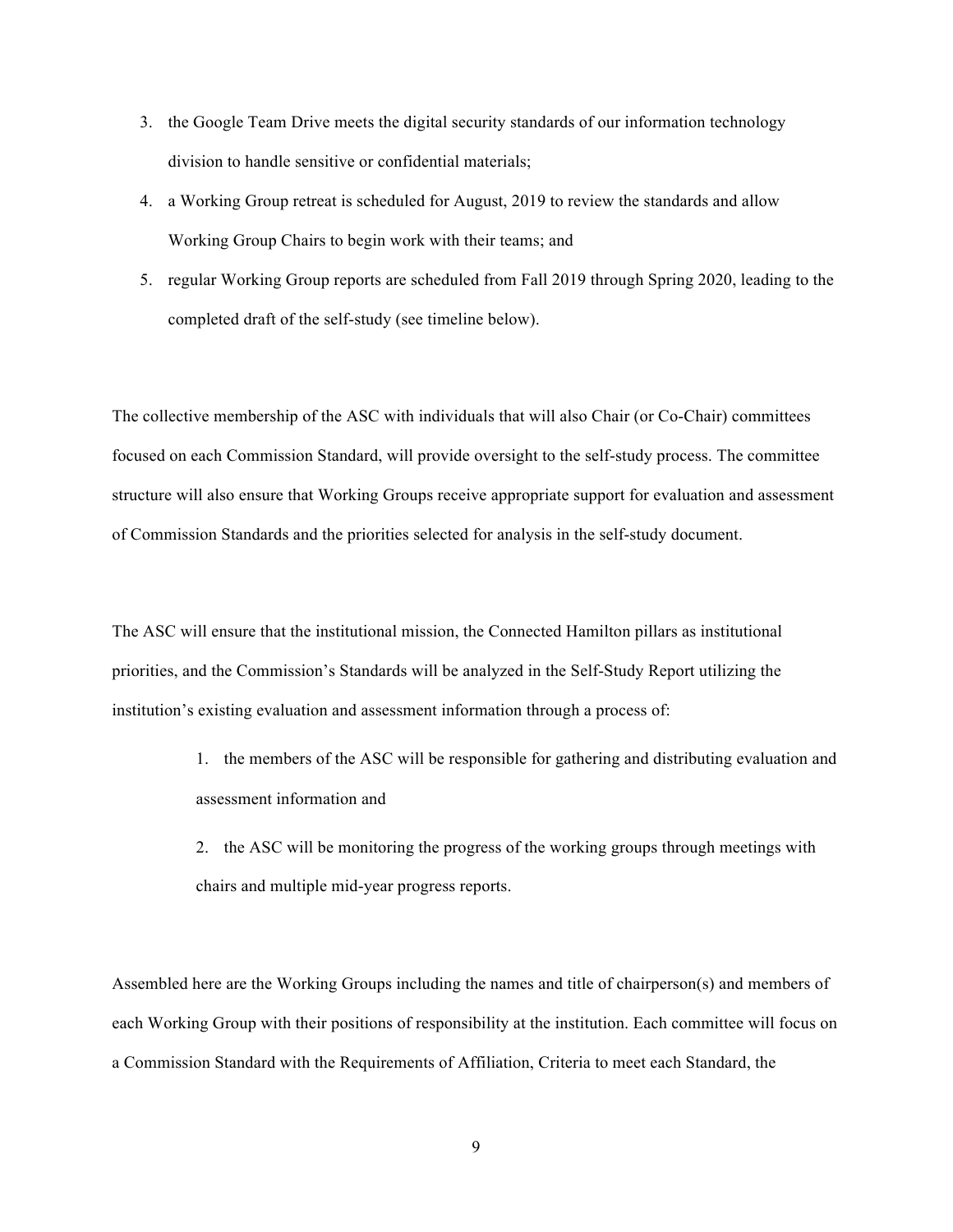3. the Google Team Drive meets the digital security standards of our information technology division to handle sensitive or confidential materials;
4. a Working Group retreat is scheduled for August, 2019 to review the standards and allow Working Group Chairs to begin work with their teams; and
5. regular Working Group reports are scheduled from Fall 2019 through Spring 2020, leading to the completed draft of the self-study (see timeline below).

The collective membership of the ASC with individuals that will also Chair (or Co-Chair) committees focused on each Commission Standard, will provide oversight to the self-study process. The committee structure will also ensure that Working Groups receive appropriate support for evaluation and assessment of Commission Standards and the priorities selected for analysis in the self-study document.

The ASC will ensure that the institutional mission, the Connected Hamilton pillars as institutional priorities, and the Commission's Standards will be analyzed in the Self-Study Report utilizing the institution's existing evaluation and assessment information through a process of:

1. the members of the ASC will be responsible for gathering and distributing evaluation and assessment information and
2. the ASC will be monitoring the progress of the working groups through meetings with chairs and multiple mid-year progress reports.

Assembled here are the Working Groups including the names and title of chairperson(s) and members of each Working Group with their positions of responsibility at the institution. Each committee will focus on a Commission Standard with the Requirements of Affiliation, Criteria to meet each Standard, the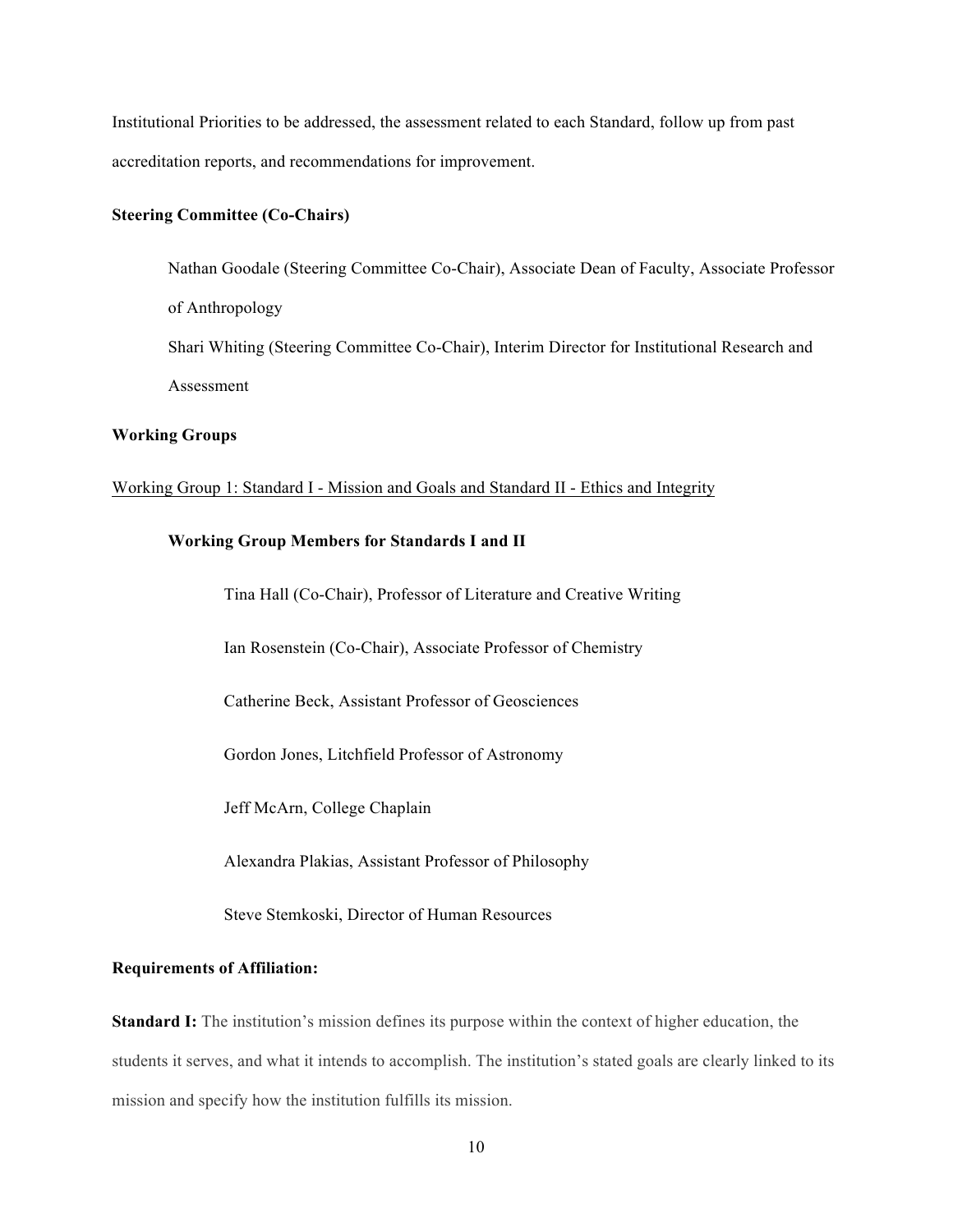Institutional Priorities to be addressed, the assessment related to each Standard, follow up from past accreditation reports, and recommendations for improvement.

**Steering Committee (Co-Chairs)**

Nathan Goodale (Steering Committee Co-Chair), Associate Dean of Faculty, Associate Professor of Anthropology

Shari Whiting (Steering Committee Co-Chair), Interim Director for Institutional Research and Assessment

**Working Groups**

<u>Working Group 1: Standard I - Mission and Goals and Standard II - Ethics and Integrity</u>

**Working Group Members for Standards I and II**

Tina Hall (Co-Chair), Professor of Literature and Creative Writing

Ian Rosenstein (Co-Chair), Associate Professor of Chemistry

Catherine Beck, Assistant Professor of Geosciences

Gordon Jones, Litchfield Professor of Astronomy

Jeff McArn, College Chaplain

Alexandra Plakias, Assistant Professor of Philosophy

Steve Stemkoski, Director of Human Resources

**Requirements of Affiliation:**

**Standard I:** The institution's mission defines its purpose within the context of higher education, the students it serves, and what it intends to accomplish. The institution's stated goals are clearly linked to its mission and specify how the institution fulfills its mission.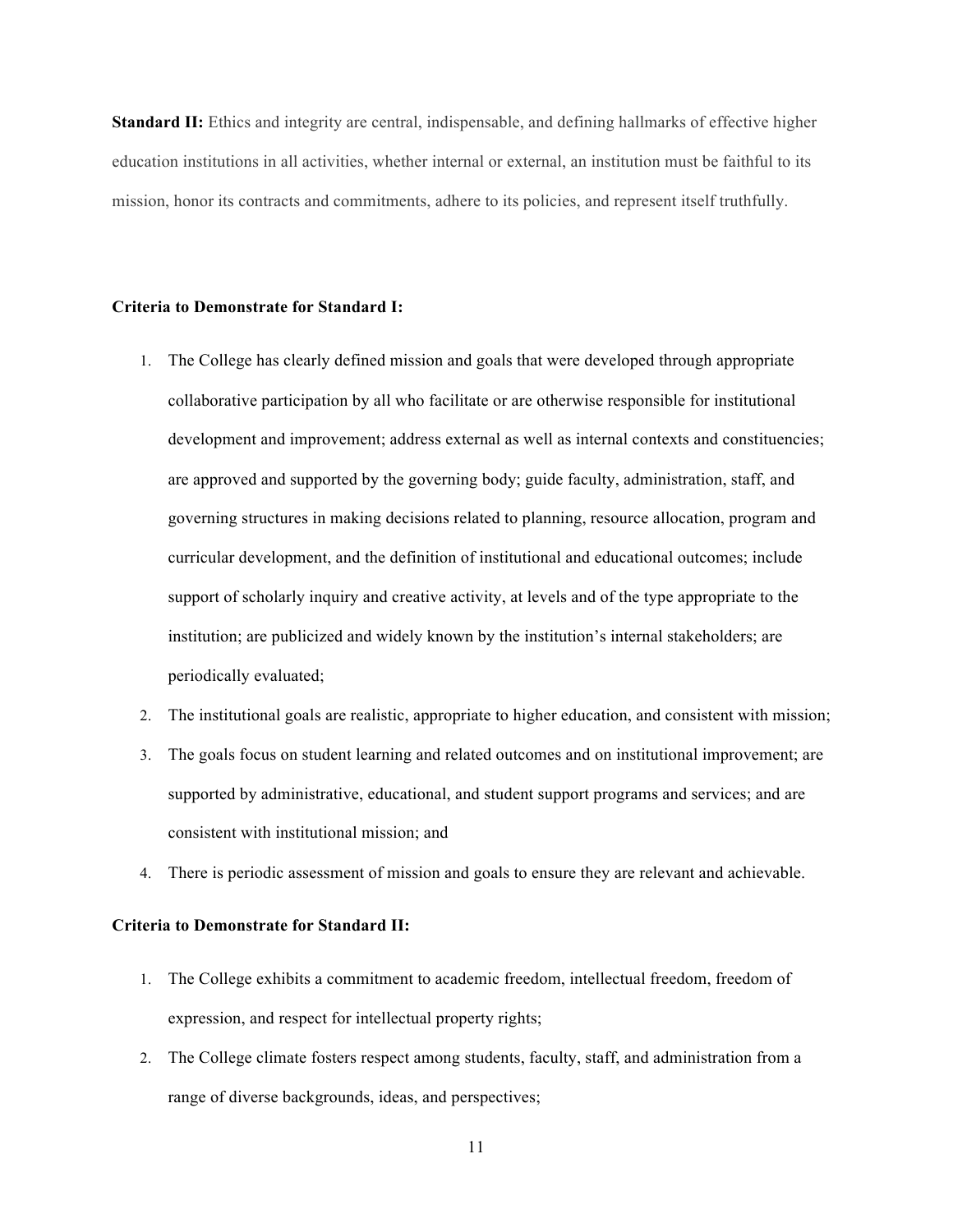**Standard II:** Ethics and integrity are central, indispensable, and defining hallmarks of effective higher education institutions in all activities, whether internal or external, an institution must be faithful to its mission, honor its contracts and commitments, adhere to its policies, and represent itself truthfully.

**Criteria to Demonstrate for Standard I:**

1. The College has clearly defined mission and goals that were developed through appropriate collaborative participation by all who facilitate or are otherwise responsible for institutional development and improvement; address external as well as internal contexts and constituencies; are approved and supported by the governing body; guide faculty, administration, staff, and governing structures in making decisions related to planning, resource allocation, program and curricular development, and the definition of institutional and educational outcomes; include support of scholarly inquiry and creative activity, at levels and of the type appropriate to the institution; are publicized and widely known by the institution's internal stakeholders; are periodically evaluated;
2. The institutional goals are realistic, appropriate to higher education, and consistent with mission;
3. The goals focus on student learning and related outcomes and on institutional improvement; are supported by administrative, educational, and student support programs and services; and are consistent with institutional mission; and
4. There is periodic assessment of mission and goals to ensure they are relevant and achievable.

**Criteria to Demonstrate for Standard II:**

1. The College exhibits a commitment to academic freedom, intellectual freedom, freedom of expression, and respect for intellectual property rights;
2. The College climate fosters respect among students, faculty, staff, and administration from a range of diverse backgrounds, ideas, and perspectives;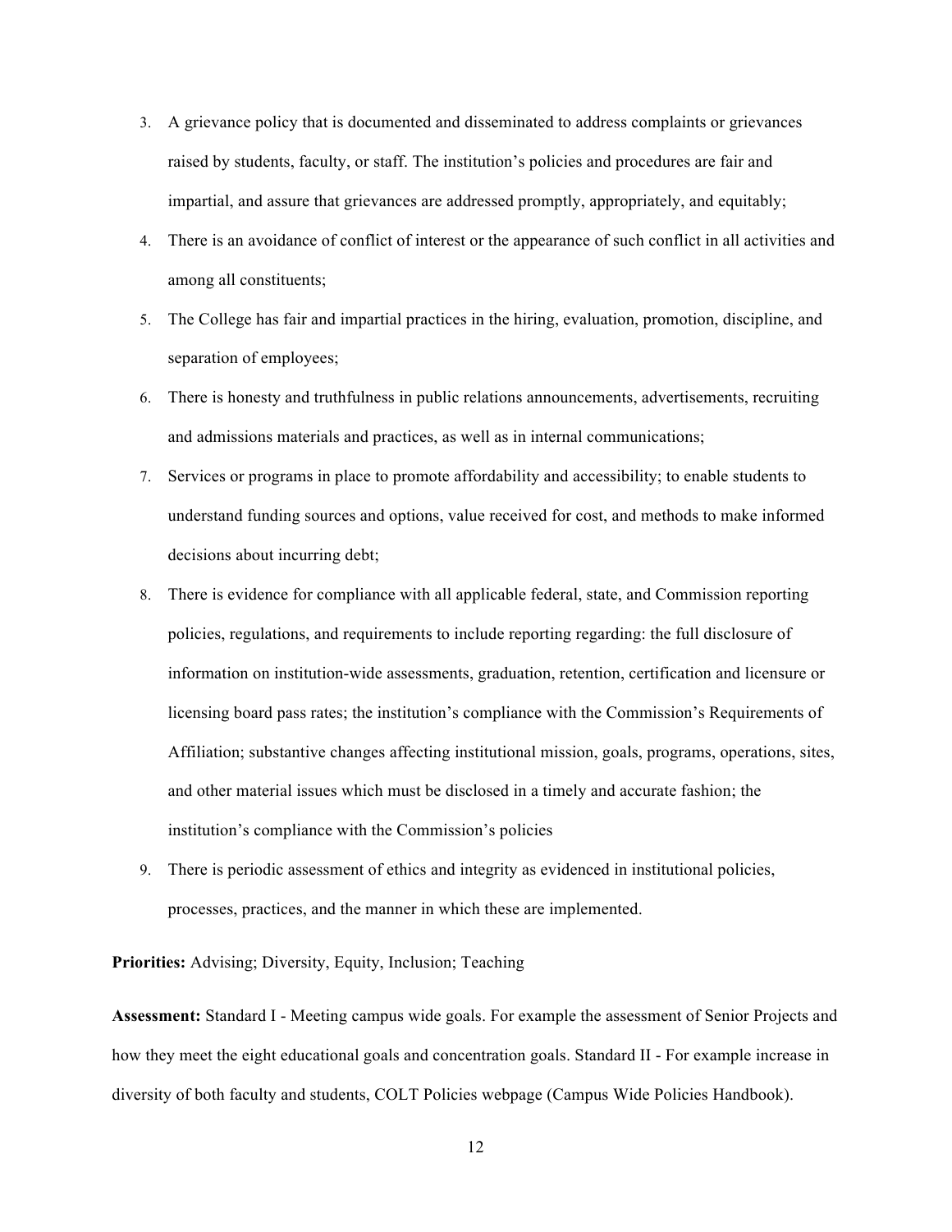3. A grievance policy that is documented and disseminated to address complaints or grievances raised by students, faculty, or staff. The institution's policies and procedures are fair and impartial, and assure that grievances are addressed promptly, appropriately, and equitably;
4. There is an avoidance of conflict of interest or the appearance of such conflict in all activities and among all constituents;
5. The College has fair and impartial practices in the hiring, evaluation, promotion, discipline, and separation of employees;
6. There is honesty and truthfulness in public relations announcements, advertisements, recruiting and admissions materials and practices, as well as in internal communications;
7. Services or programs in place to promote affordability and accessibility; to enable students to understand funding sources and options, value received for cost, and methods to make informed decisions about incurring debt;
8. There is evidence for compliance with all applicable federal, state, and Commission reporting policies, regulations, and requirements to include reporting regarding: the full disclosure of information on institution-wide assessments, graduation, retention, certification and licensure or licensing board pass rates; the institution's compliance with the Commission's Requirements of Affiliation; substantive changes affecting institutional mission, goals, programs, operations, sites, and other material issues which must be disclosed in a timely and accurate fashion; the institution's compliance with the Commission's policies
9. There is periodic assessment of ethics and integrity as evidenced in institutional policies, processes, practices, and the manner in which these are implemented.

**Priorities:** Advising; Diversity, Equity, Inclusion; Teaching

**Assessment:** Standard I - Meeting campus wide goals. For example the assessment of Senior Projects and how they meet the eight educational goals and concentration goals. Standard II - For example increase in diversity of both faculty and students, COLT Policies webpage (Campus Wide Policies Handbook).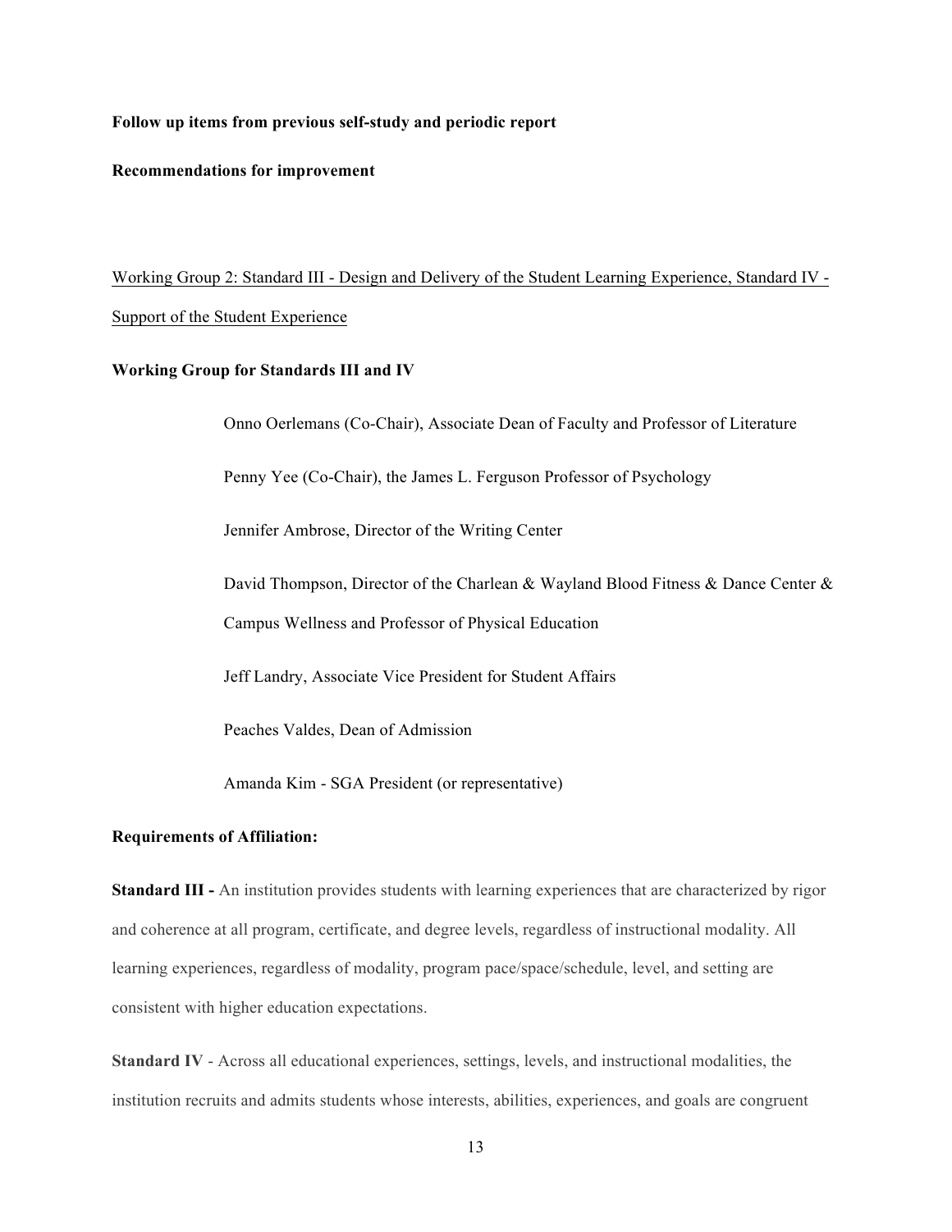**Follow up items from previous self-study and periodic report**

**Recommendations for improvement**

Working Group 2: Standard III - Design and Delivery of the Student Learning Experience, Standard IV - Support of the Student Experience

**Working Group for Standards III and IV**

Onno Oerlemans (Co-Chair), Associate Dean of Faculty and Professor of Literature

Penny Yee (Co-Chair), the James L. Ferguson Professor of Psychology

Jennifer Ambrose, Director of the Writing Center

David Thompson, Director of the Charlean & Wayland Blood Fitness & Dance Center & Campus Wellness and Professor of Physical Education

Jeff Landry, Associate Vice President for Student Affairs

Peaches Valdes, Dean of Admission

Amanda Kim - SGA President (or representative)

**Requirements of Affiliation:**

**Standard III -** An institution provides students with learning experiences that are characterized by rigor and coherence at all program, certificate, and degree levels, regardless of instructional modality. All learning experiences, regardless of modality, program pace/space/schedule, level, and setting are consistent with higher education expectations.

**Standard IV** - Across all educational experiences, settings, levels, and instructional modalities, the institution recruits and admits students whose interests, abilities, experiences, and goals are congruent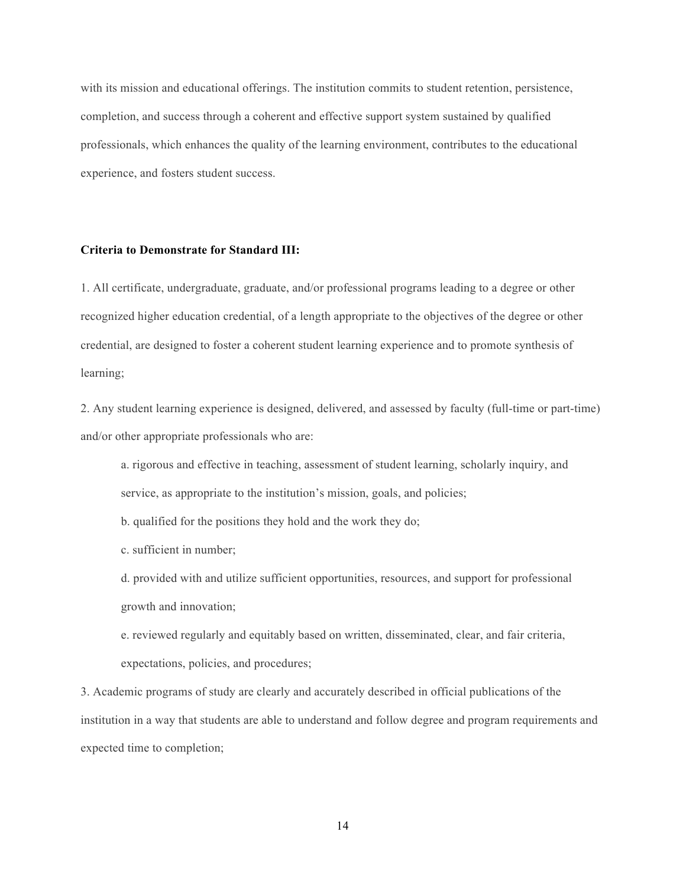with its mission and educational offerings. The institution commits to student retention, persistence, completion, and success through a coherent and effective support system sustained by qualified professionals, which enhances the quality of the learning environment, contributes to the educational experience, and fosters student success.

**Criteria to Demonstrate for Standard III:**

1. All certificate, undergraduate, graduate, and/or professional programs leading to a degree or other recognized higher education credential, of a length appropriate to the objectives of the degree or other credential, are designed to foster a coherent student learning experience and to promote synthesis of learning;

2. Any student learning experience is designed, delivered, and assessed by faculty (full-time or part-time) and/or other appropriate professionals who are:

    a. rigorous and effective in teaching, assessment of student learning, scholarly inquiry, and service, as appropriate to the institution's mission, goals, and policies;

    b. qualified for the positions they hold and the work they do;

    c. sufficient in number;

    d. provided with and utilize sufficient opportunities, resources, and support for professional growth and innovation;

    e. reviewed regularly and equitably based on written, disseminated, clear, and fair criteria, expectations, policies, and procedures;

3. Academic programs of study are clearly and accurately described in official publications of the institution in a way that students are able to understand and follow degree and program requirements and expected time to completion;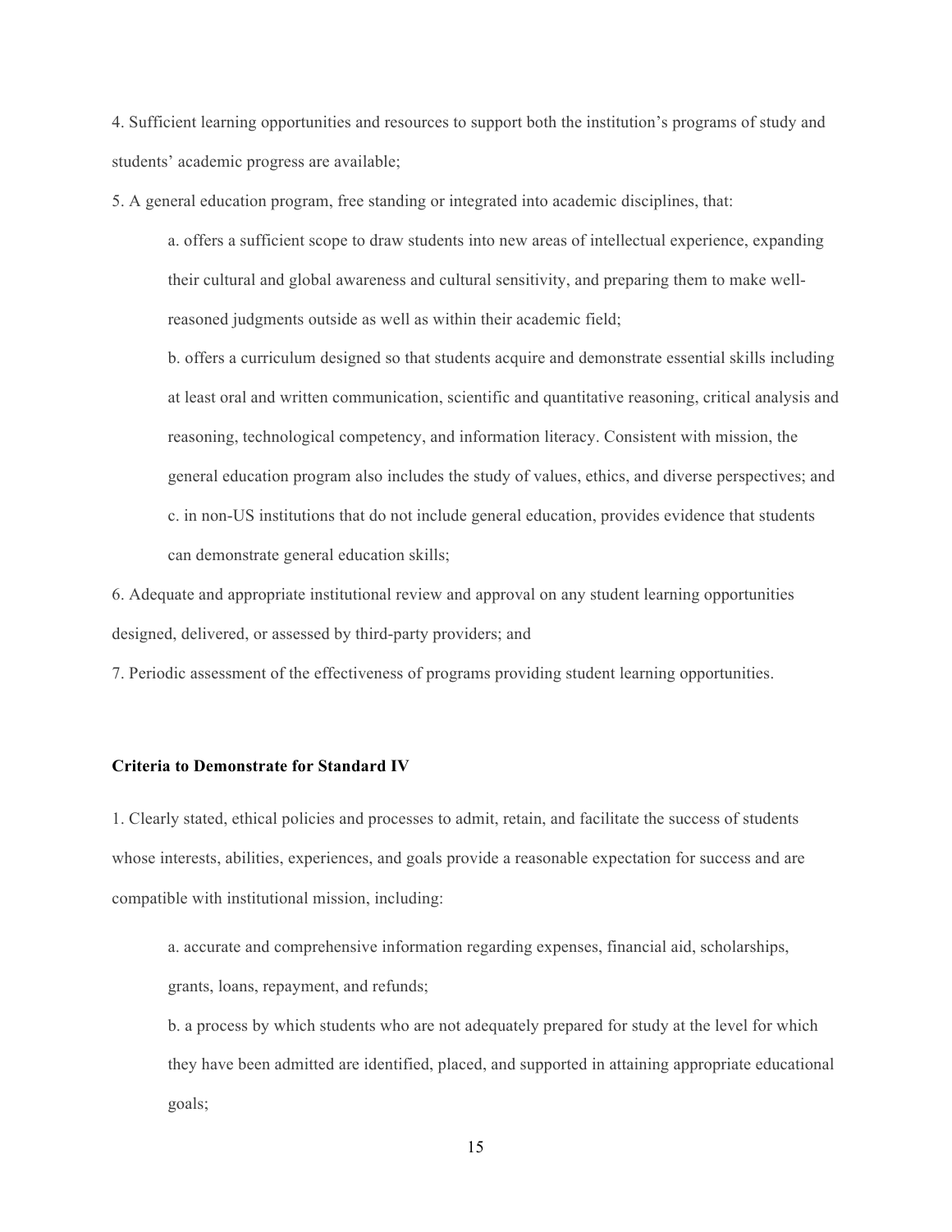4. Sufficient learning opportunities and resources to support both the institution's programs of study and students' academic progress are available;

5. A general education program, free standing or integrated into academic disciplines, that:

   a. offers a sufficient scope to draw students into new areas of intellectual experience, expanding their cultural and global awareness and cultural sensitivity, and preparing them to make well-reasoned judgments outside as well as within their academic field;

   b. offers a curriculum designed so that students acquire and demonstrate essential skills including at least oral and written communication, scientific and quantitative reasoning, critical analysis and reasoning, technological competency, and information literacy. Consistent with mission, the general education program also includes the study of values, ethics, and diverse perspectives; and

   c. in non-US institutions that do not include general education, provides evidence that students can demonstrate general education skills;

6. Adequate and appropriate institutional review and approval on any student learning opportunities designed, delivered, or assessed by third-party providers; and

7. Periodic assessment of the effectiveness of programs providing student learning opportunities.

**Criteria to Demonstrate for Standard IV**

1. Clearly stated, ethical policies and processes to admit, retain, and facilitate the success of students whose interests, abilities, experiences, and goals provide a reasonable expectation for success and are compatible with institutional mission, including:

   a. accurate and comprehensive information regarding expenses, financial aid, scholarships, grants, loans, repayment, and refunds;

   b. a process by which students who are not adequately prepared for study at the level for which they have been admitted are identified, placed, and supported in attaining appropriate educational goals;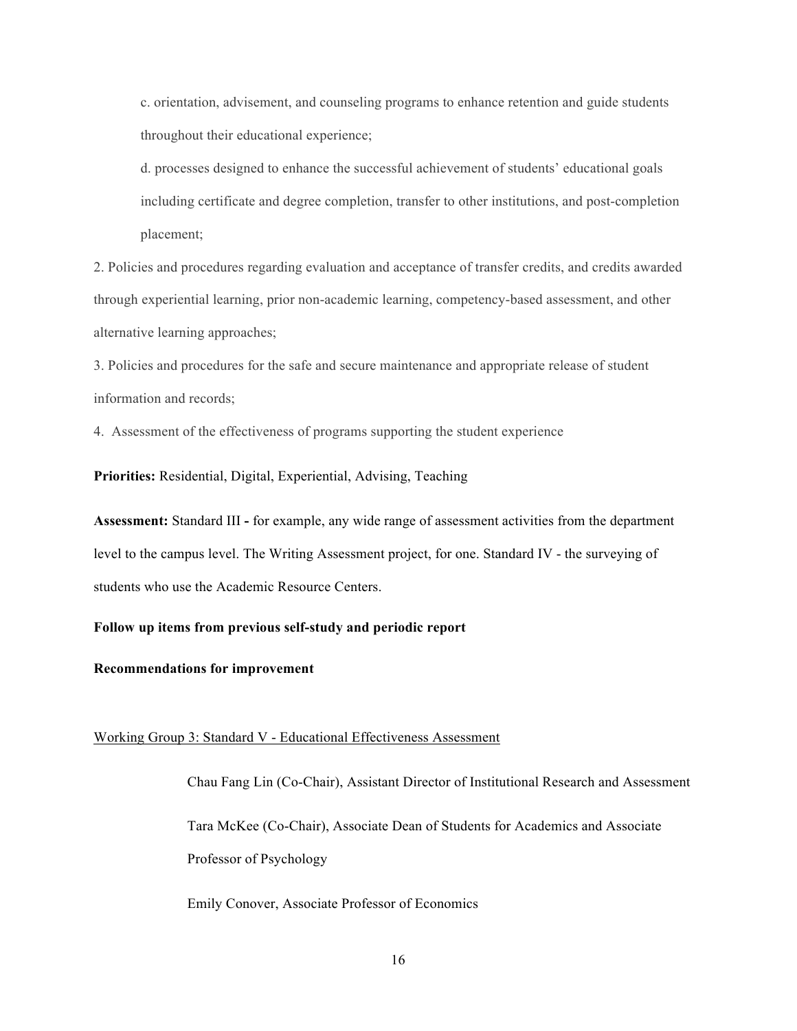c. orientation, advisement, and counseling programs to enhance retention and guide students throughout their educational experience;

d. processes designed to enhance the successful achievement of students' educational goals including certificate and degree completion, transfer to other institutions, and post-completion placement;

2. Policies and procedures regarding evaluation and acceptance of transfer credits, and credits awarded through experiential learning, prior non-academic learning, competency-based assessment, and other alternative learning approaches;

3. Policies and procedures for the safe and secure maintenance and appropriate release of student information and records;

4. Assessment of the effectiveness of programs supporting the student experience

**Priorities:** Residential, Digital, Experiential, Advising, Teaching

**Assessment:** Standard III **-** for example, any wide range of assessment activities from the department level to the campus level. The Writing Assessment project, for one. Standard IV - the surveying of students who use the Academic Resource Centers.

**Follow up items from previous self-study and periodic report**

**Recommendations for improvement**

<u>Working Group 3: Standard V - Educational Effectiveness Assessment</u>

Chau Fang Lin (Co-Chair), Assistant Director of Institutional Research and Assessment

Tara McKee (Co-Chair), Associate Dean of Students for Academics and Associate Professor of Psychology

Emily Conover, Associate Professor of Economics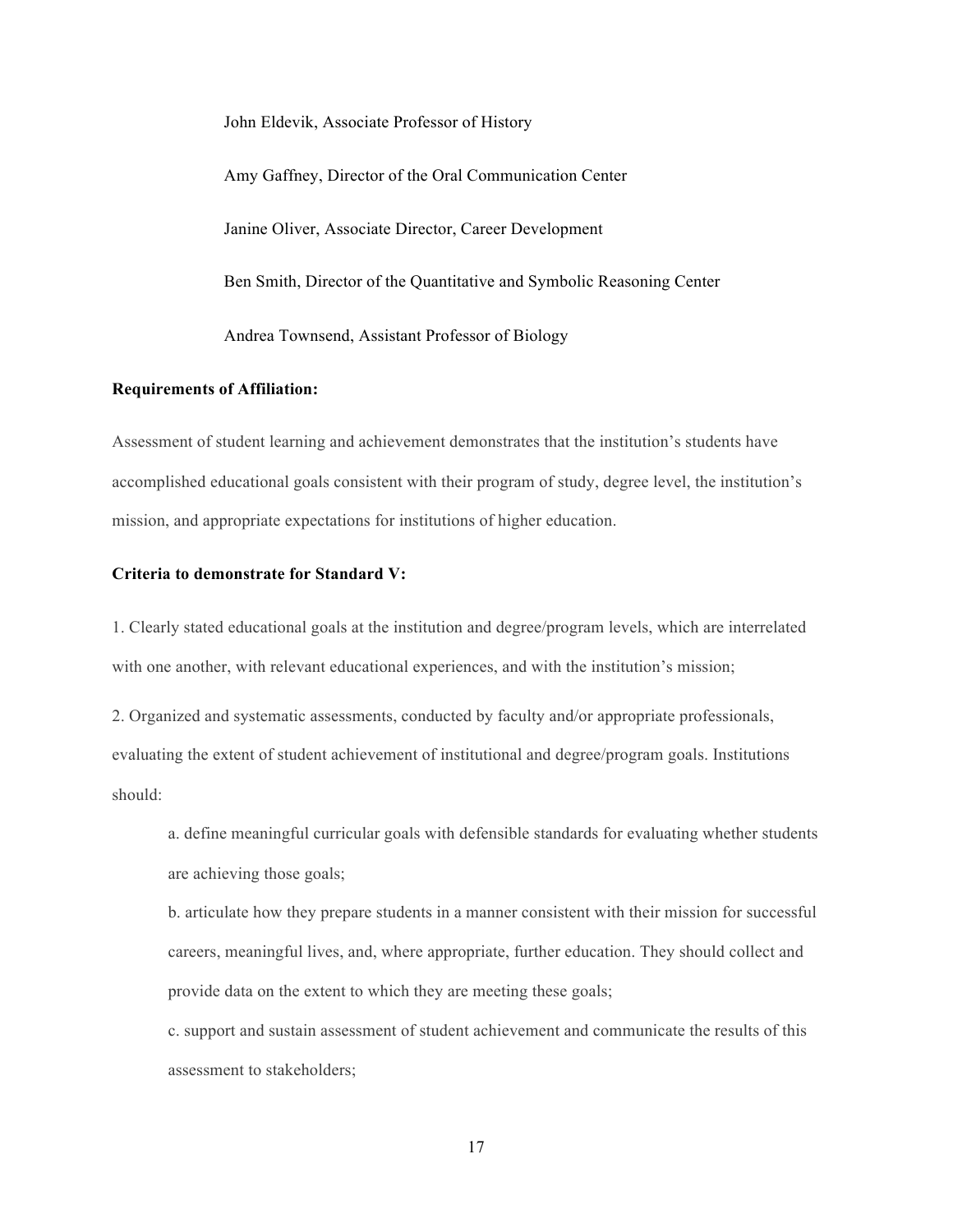John Eldevik, Associate Professor of History

Amy Gaffney, Director of the Oral Communication Center

Janine Oliver, Associate Director, Career Development

Ben Smith, Director of the Quantitative and Symbolic Reasoning Center

Andrea Townsend, Assistant Professor of Biology

**Requirements of Affiliation:**

Assessment of student learning and achievement demonstrates that the institution's students have accomplished educational goals consistent with their program of study, degree level, the institution's mission, and appropriate expectations for institutions of higher education.

**Criteria to demonstrate for Standard V:**

1. Clearly stated educational goals at the institution and degree/program levels, which are interrelated with one another, with relevant educational experiences, and with the institution's mission;

2. Organized and systematic assessments, conducted by faculty and/or appropriate professionals, evaluating the extent of student achievement of institutional and degree/program goals. Institutions should:

    a. define meaningful curricular goals with defensible standards for evaluating whether students are achieving those goals;

    b. articulate how they prepare students in a manner consistent with their mission for successful careers, meaningful lives, and, where appropriate, further education. They should collect and provide data on the extent to which they are meeting these goals;

    c. support and sustain assessment of student achievement and communicate the results of this assessment to stakeholders;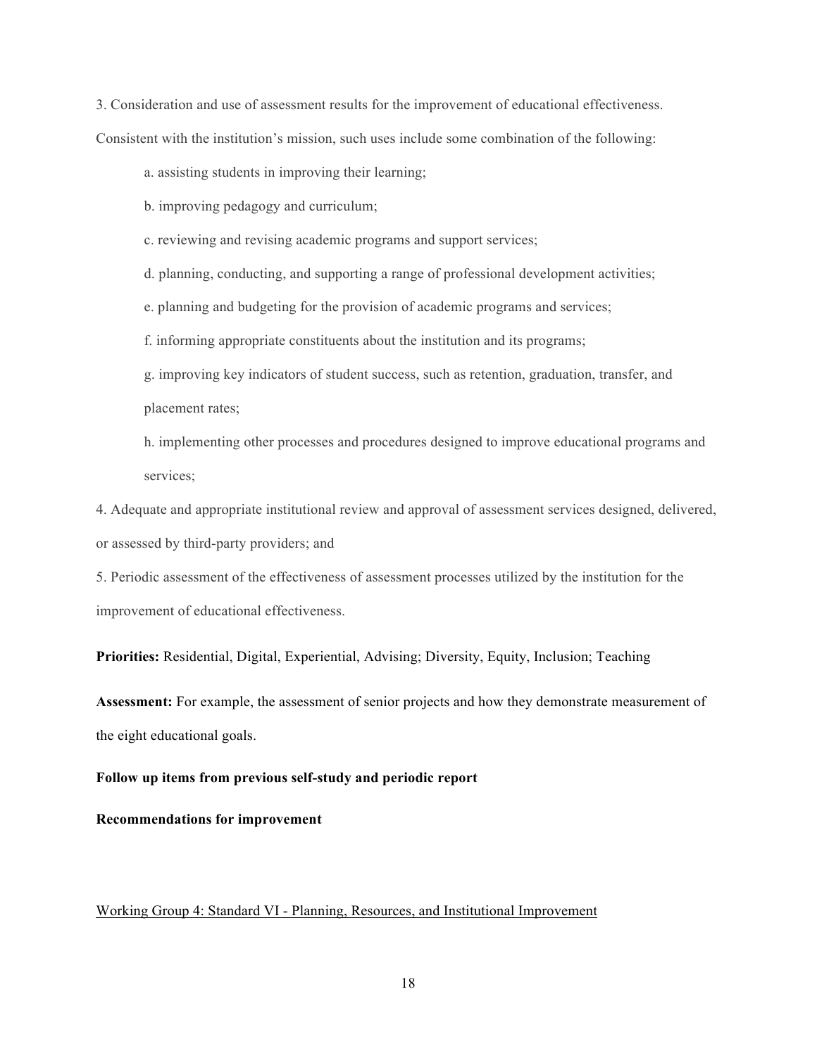3. Consideration and use of assessment results for the improvement of educational effectiveness. Consistent with the institution's mission, such uses include some combination of the following:

   a. assisting students in improving their learning;

   b. improving pedagogy and curriculum;

   c. reviewing and revising academic programs and support services;

   d. planning, conducting, and supporting a range of professional development activities;

   e. planning and budgeting for the provision of academic programs and services;

   f. informing appropriate constituents about the institution and its programs;

   g. improving key indicators of student success, such as retention, graduation, transfer, and placement rates;

   h. implementing other processes and procedures designed to improve educational programs and services;

4. Adequate and appropriate institutional review and approval of assessment services designed, delivered, or assessed by third-party providers; and

5. Periodic assessment of the effectiveness of assessment processes utilized by the institution for the improvement of educational effectiveness.

**Priorities:** Residential, Digital, Experiential, Advising; Diversity, Equity, Inclusion; Teaching

**Assessment:** For example, the assessment of senior projects and how they demonstrate measurement of the eight educational goals.

**Follow up items from previous self-study and periodic report**

**Recommendations for improvement**

<u>Working Group 4: Standard VI - Planning, Resources, and Institutional Improvement</u>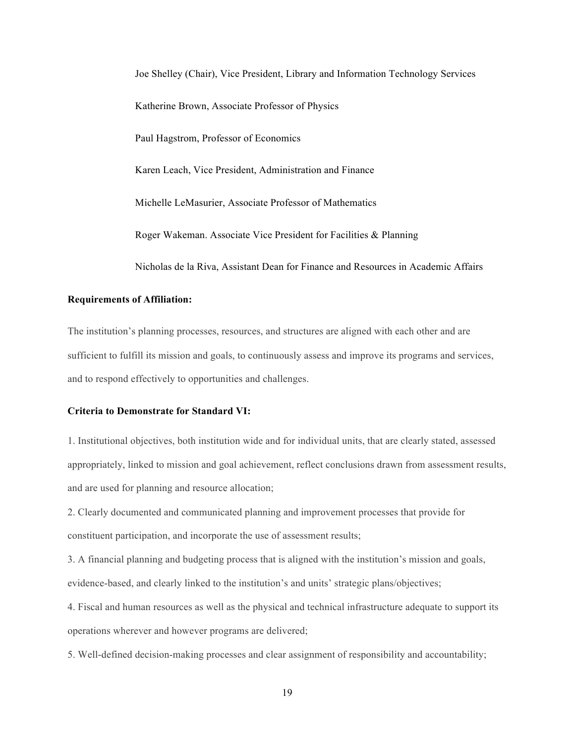Joe Shelley (Chair), Vice President, Library and Information Technology Services

Katherine Brown, Associate Professor of Physics

Paul Hagstrom, Professor of Economics

Karen Leach, Vice President, Administration and Finance

Michelle LeMasurier, Associate Professor of Mathematics

Roger Wakeman. Associate Vice President for Facilities & Planning

Nicholas de la Riva, Assistant Dean for Finance and Resources in Academic Affairs

**Requirements of Affiliation:**

The institution's planning processes, resources, and structures are aligned with each other and are sufficient to fulfill its mission and goals, to continuously assess and improve its programs and services, and to respond effectively to opportunities and challenges.

**Criteria to Demonstrate for Standard VI:**

1. Institutional objectives, both institution wide and for individual units, that are clearly stated, assessed appropriately, linked to mission and goal achievement, reflect conclusions drawn from assessment results, and are used for planning and resource allocation;
2. Clearly documented and communicated planning and improvement processes that provide for constituent participation, and incorporate the use of assessment results;
3. A financial planning and budgeting process that is aligned with the institution's mission and goals, evidence-based, and clearly linked to the institution's and units' strategic plans/objectives;
4. Fiscal and human resources as well as the physical and technical infrastructure adequate to support its operations wherever and however programs are delivered;
5. Well-defined decision-making processes and clear assignment of responsibility and accountability;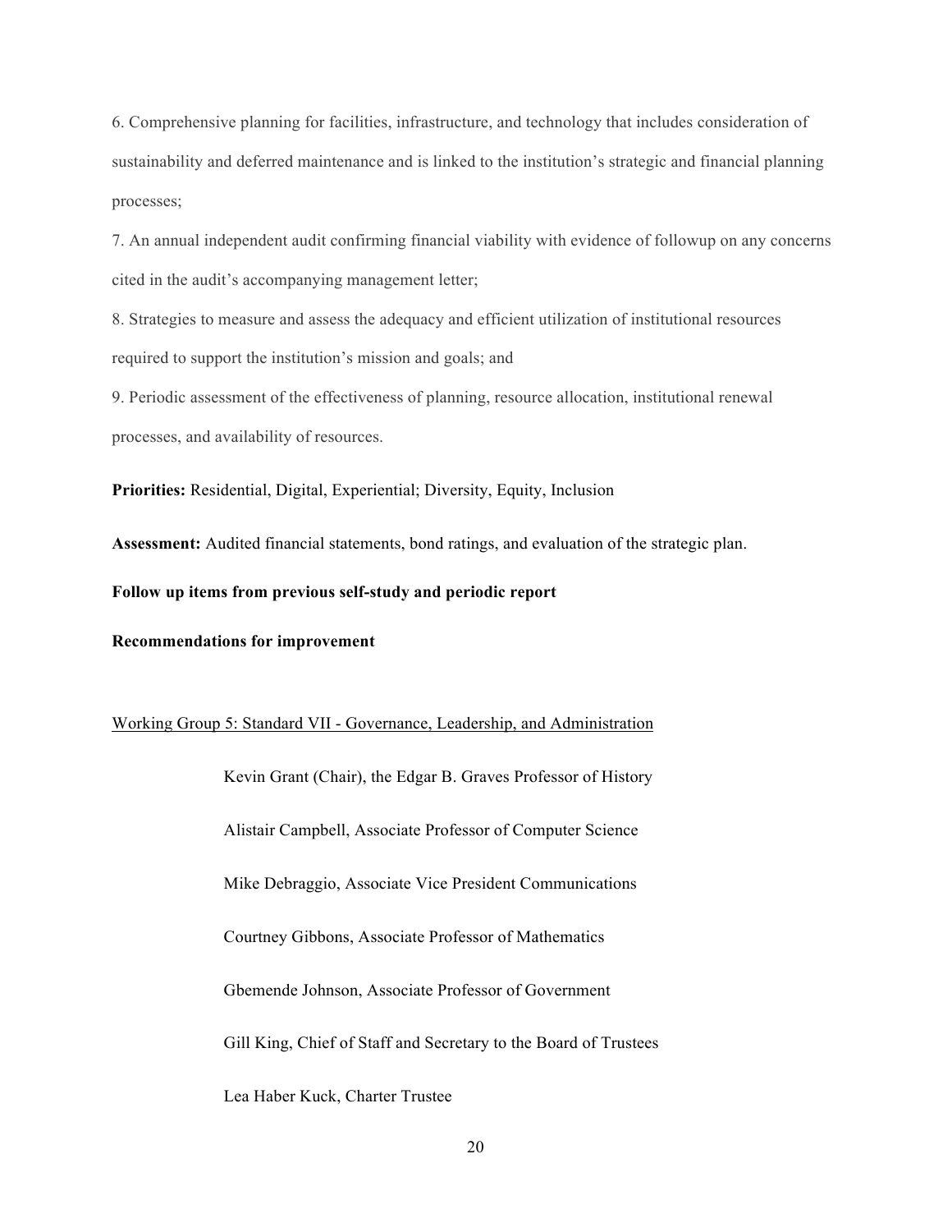6. Comprehensive planning for facilities, infrastructure, and technology that includes consideration of sustainability and deferred maintenance and is linked to the institution's strategic and financial planning processes;

7. An annual independent audit confirming financial viability with evidence of followup on any concerns cited in the audit's accompanying management letter;

8. Strategies to measure and assess the adequacy and efficient utilization of institutional resources required to support the institution's mission and goals; and

9. Periodic assessment of the effectiveness of planning, resource allocation, institutional renewal processes, and availability of resources.

**Priorities:** Residential, Digital, Experiential; Diversity, Equity, Inclusion

**Assessment:** Audited financial statements, bond ratings, and evaluation of the strategic plan.

**Follow up items from previous self-study and periodic report**

**Recommendations for improvement**

<u>Working Group 5: Standard VII - Governance, Leadership, and Administration</u>

Kevin Grant (Chair), the Edgar B. Graves Professor of History

Alistair Campbell, Associate Professor of Computer Science

Mike Debraggio, Associate Vice President Communications

Courtney Gibbons, Associate Professor of Mathematics

Gbemende Johnson, Associate Professor of Government

Gill King, Chief of Staff and Secretary to the Board of Trustees

Lea Haber Kuck, Charter Trustee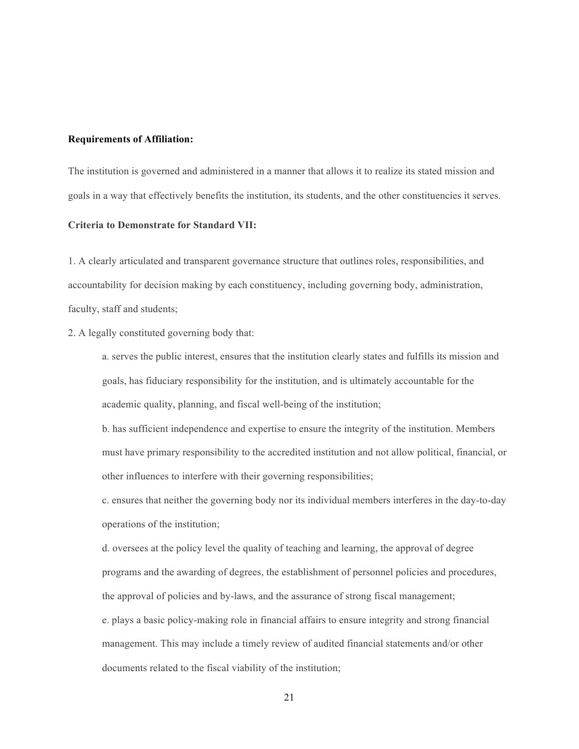**Requirements of Affiliation:**

The institution is governed and administered in a manner that allows it to realize its stated mission and goals in a way that effectively benefits the institution, its students, and the other constituencies it serves.

**Criteria to Demonstrate for Standard VII:**

1. A clearly articulated and transparent governance structure that outlines roles, responsibilities, and accountability for decision making by each constituency, including governing body, administration, faculty, staff and students;

2. A legally constituted governing body that:

    a. serves the public interest, ensures that the institution clearly states and fulfills its mission and goals, has fiduciary responsibility for the institution, and is ultimately accountable for the academic quality, planning, and fiscal well-being of the institution;

    b. has sufficient independence and expertise to ensure the integrity of the institution. Members must have primary responsibility to the accredited institution and not allow political, financial, or other influences to interfere with their governing responsibilities;

    c. ensures that neither the governing body nor its individual members interferes in the day-to-day operations of the institution;

    d. oversees at the policy level the quality of teaching and learning, the approval of degree programs and the awarding of degrees, the establishment of personnel policies and procedures, the approval of policies and by-laws, and the assurance of strong fiscal management;

    e. plays a basic policy-making role in financial affairs to ensure integrity and strong financial management. This may include a timely review of audited financial statements and/or other documents related to the fiscal viability of the institution;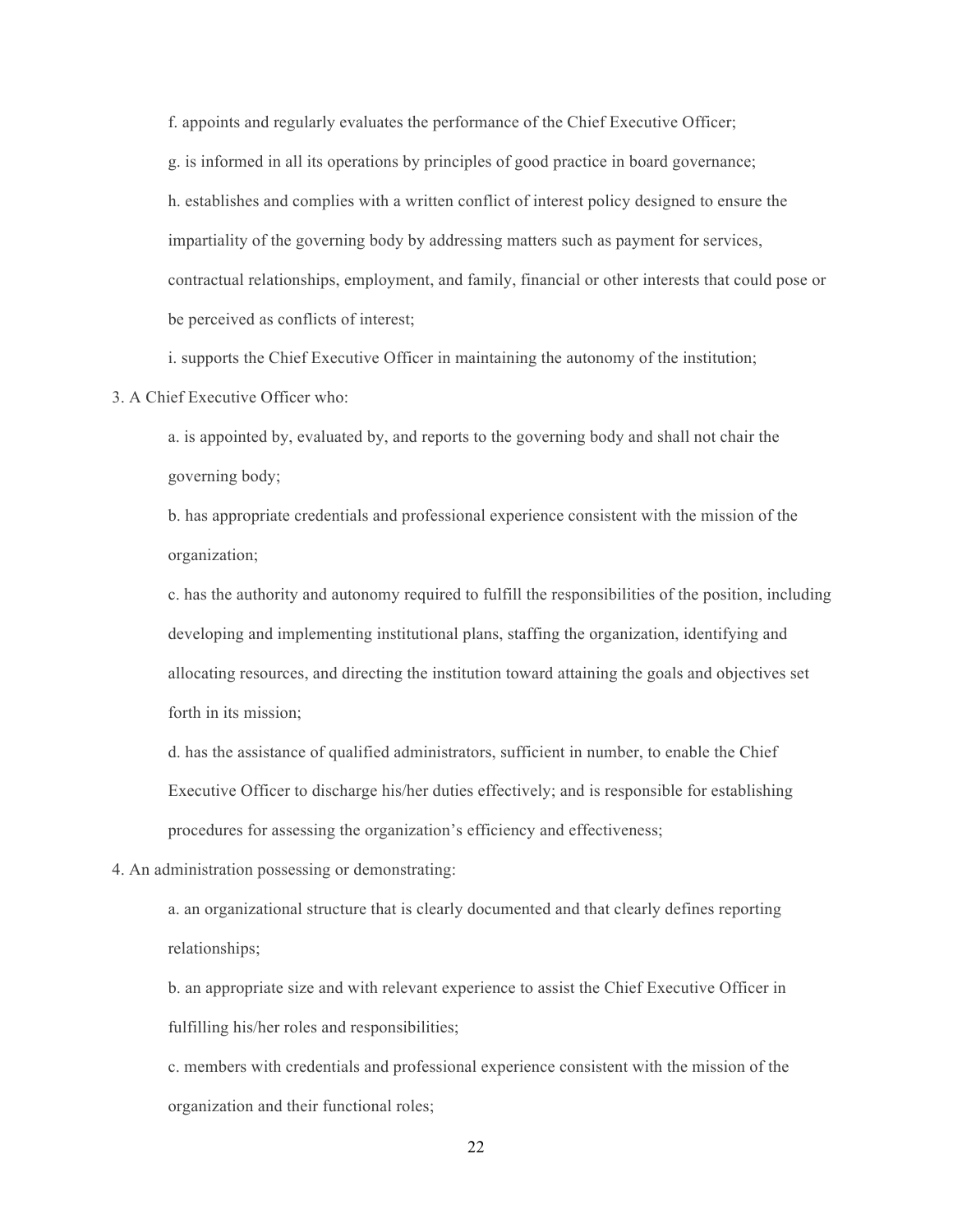f. appoints and regularly evaluates the performance of the Chief Executive Officer;

g. is informed in all its operations by principles of good practice in board governance;

h. establishes and complies with a written conflict of interest policy designed to ensure the impartiality of the governing body by addressing matters such as payment for services, contractual relationships, employment, and family, financial or other interests that could pose or be perceived as conflicts of interest;

i. supports the Chief Executive Officer in maintaining the autonomy of the institution;

3. A Chief Executive Officer who:

   a. is appointed by, evaluated by, and reports to the governing body and shall not chair the governing body;

   b. has appropriate credentials and professional experience consistent with the mission of the organization;

   c. has the authority and autonomy required to fulfill the responsibilities of the position, including developing and implementing institutional plans, staffing the organization, identifying and allocating resources, and directing the institution toward attaining the goals and objectives set forth in its mission;

   d. has the assistance of qualified administrators, sufficient in number, to enable the Chief Executive Officer to discharge his/her duties effectively; and is responsible for establishing procedures for assessing the organization's efficiency and effectiveness;

4. An administration possessing or demonstrating:

   a. an organizational structure that is clearly documented and that clearly defines reporting relationships;

   b. an appropriate size and with relevant experience to assist the Chief Executive Officer in fulfilling his/her roles and responsibilities;

   c. members with credentials and professional experience consistent with the mission of the organization and their functional roles;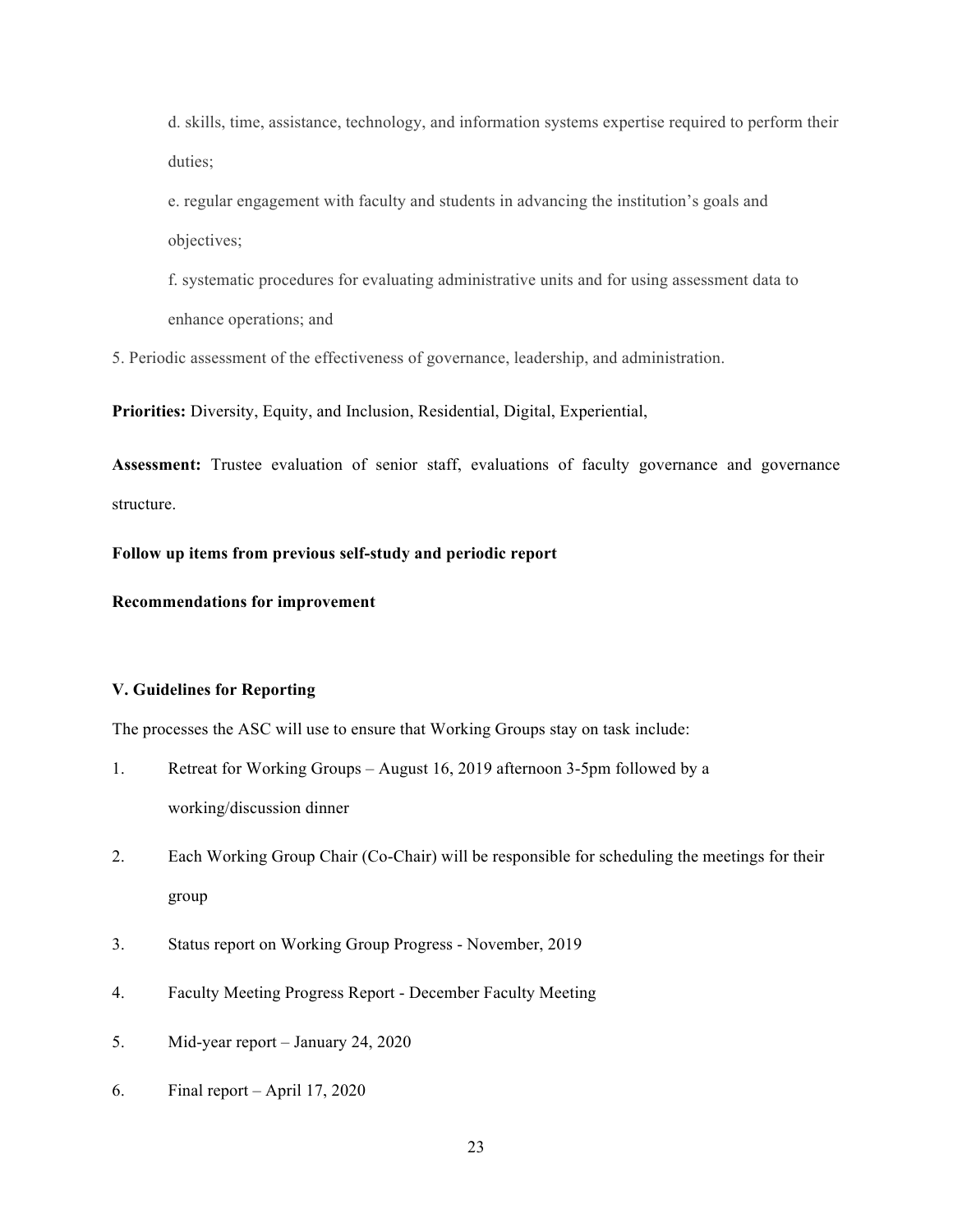d. skills, time, assistance, technology, and information systems expertise required to perform their duties;

e. regular engagement with faculty and students in advancing the institution's goals and objectives;

f. systematic procedures for evaluating administrative units and for using assessment data to enhance operations; and

5. Periodic assessment of the effectiveness of governance, leadership, and administration.

**Priorities:** Diversity, Equity, and Inclusion, Residential, Digital, Experiential,

**Assessment:** Trustee evaluation of senior staff, evaluations of faculty governance and governance structure.

**Follow up items from previous self-study and periodic report**

**Recommendations for improvement**

**V. Guidelines for Reporting**

The processes the ASC will use to ensure that Working Groups stay on task include:

1. Retreat for Working Groups – August 16, 2019 afternoon 3-5pm followed by a working/discussion dinner
2. Each Working Group Chair (Co-Chair) will be responsible for scheduling the meetings for their group
3. Status report on Working Group Progress - November, 2019
4. Faculty Meeting Progress Report - December Faculty Meeting
5. Mid-year report – January 24, 2020
6. Final report – April 17, 2020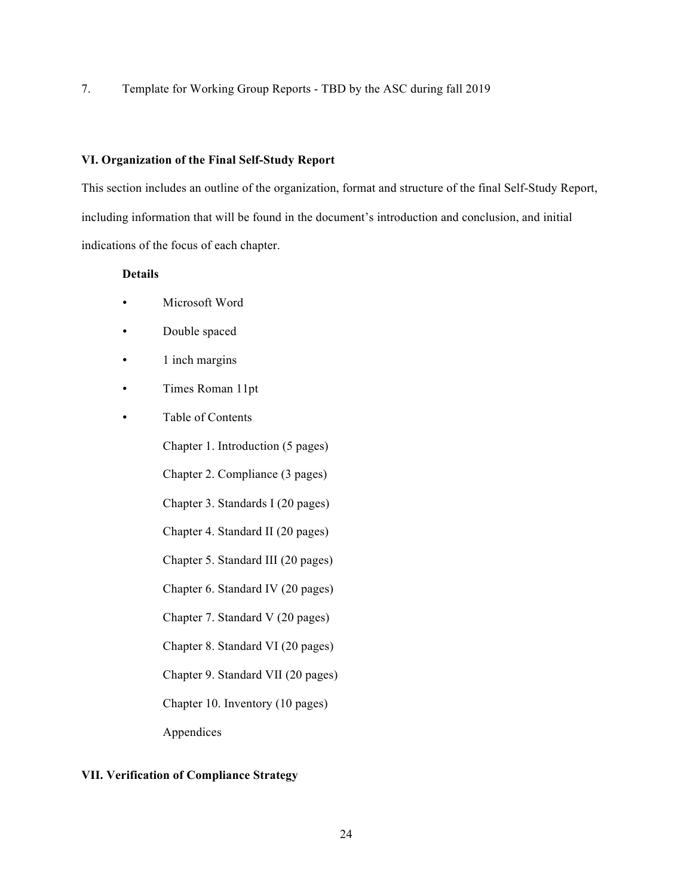7. Template for Working Group Reports - TBD by the ASC during fall 2019

## VI. Organization of the Final Self-Study Report

This section includes an outline of the organization, format and structure of the final Self-Study Report, including information that will be found in the document's introduction and conclusion, and initial indications of the focus of each chapter.

**Details**

- Microsoft Word
- Double spaced
- 1 inch margins
- Times Roman 11pt
- Table of Contents

  Chapter 1. Introduction (5 pages)

  Chapter 2. Compliance (3 pages)

  Chapter 3. Standards I (20 pages)

  Chapter 4. Standard II (20 pages)

  Chapter 5. Standard III (20 pages)

  Chapter 6. Standard IV (20 pages)

  Chapter 7. Standard V (20 pages)

  Chapter 8. Standard VI (20 pages)

  Chapter 9. Standard VII (20 pages)

  Chapter 10. Inventory (10 pages)

  Appendices

## VII. Verification of Compliance Strategy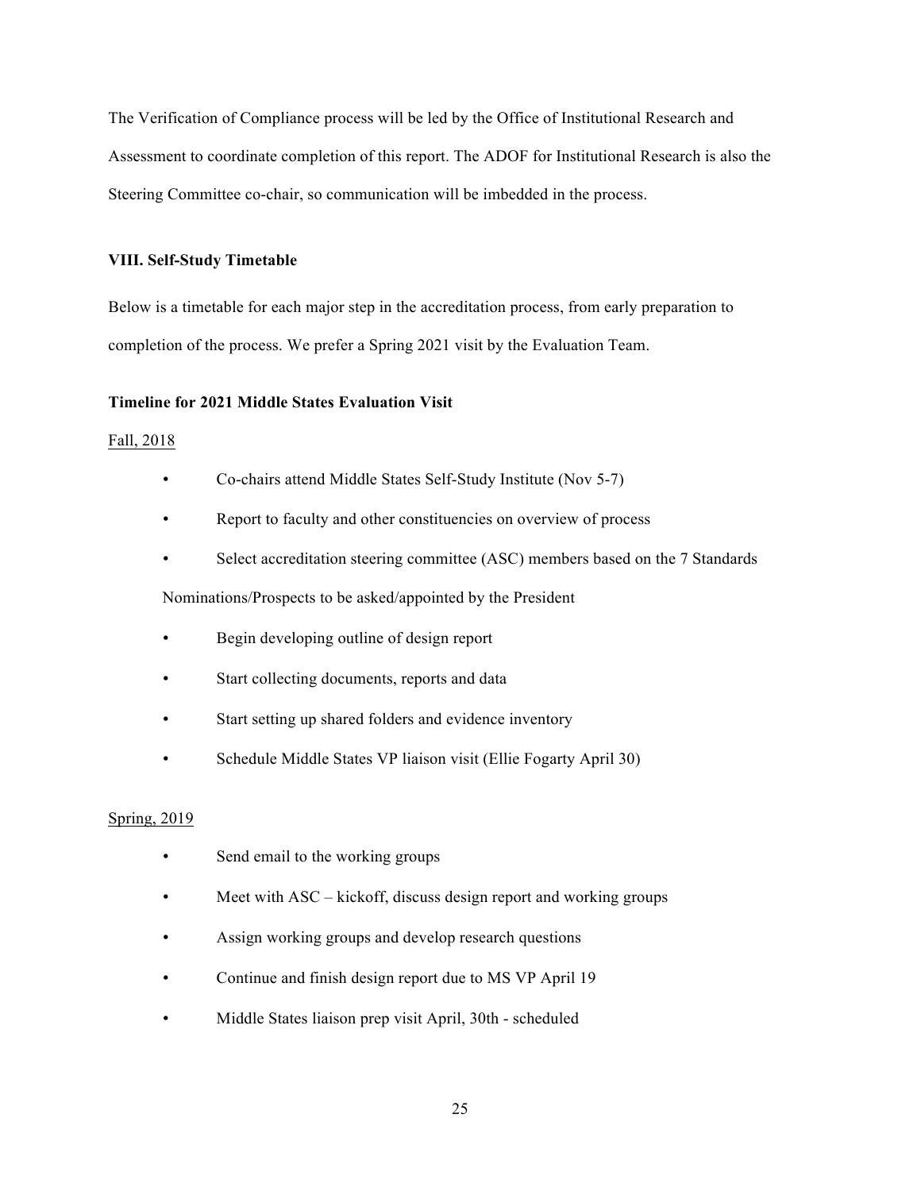The Verification of Compliance process will be led by the Office of Institutional Research and Assessment to coordinate completion of this report. The ADOF for Institutional Research is also the Steering Committee co-chair, so communication will be imbedded in the process.

### VIII. Self-Study Timetable

Below is a timetable for each major step in the accreditation process, from early preparation to completion of the process. We prefer a Spring 2021 visit by the Evaluation Team.

#### Timeline for 2021 Middle States Evaluation Visit

Fall, 2018

- Co-chairs attend Middle States Self-Study Institute (Nov 5-7)
- Report to faculty and other constituencies on overview of process
- Select accreditation steering committee (ASC) members based on the 7 Standards

  Nominations/Prospects to be asked/appointed by the President
- Begin developing outline of design report
- Start collecting documents, reports and data
- Start setting up shared folders and evidence inventory
- Schedule Middle States VP liaison visit (Ellie Fogarty April 30)

Spring, 2019

- Send email to the working groups
- Meet with ASC – kickoff, discuss design report and working groups
- Assign working groups and develop research questions
- Continue and finish design report due to MS VP April 19
- Middle States liaison prep visit April, 30th - scheduled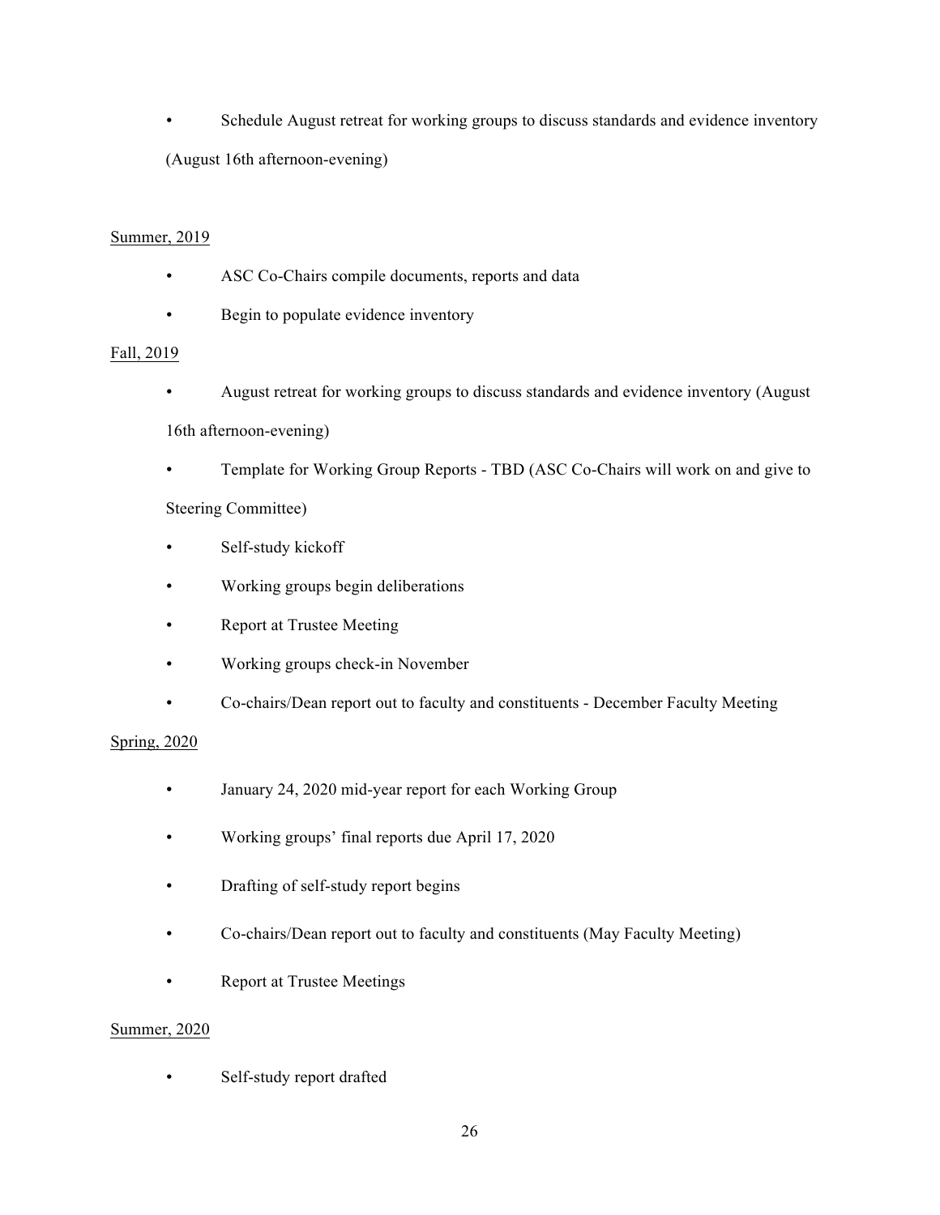- Schedule August retreat for working groups to discuss standards and evidence inventory (August 16th afternoon-evening)

<u>Summer, 2019</u>

- ASC Co-Chairs compile documents, reports and data
- Begin to populate evidence inventory

<u>Fall, 2019</u>

- August retreat for working groups to discuss standards and evidence inventory (August 16th afternoon-evening)
- Template for Working Group Reports - TBD (ASC Co-Chairs will work on and give to Steering Committee)
- Self-study kickoff
- Working groups begin deliberations
- Report at Trustee Meeting
- Working groups check-in November
- Co-chairs/Dean report out to faculty and constituents - December Faculty Meeting

<u>Spring, 2020</u>

- January 24, 2020 mid-year report for each Working Group
- Working groups' final reports due April 17, 2020
- Drafting of self-study report begins
- Co-chairs/Dean report out to faculty and constituents (May Faculty Meeting)
- Report at Trustee Meetings

<u>Summer, 2020</u>

- Self-study report drafted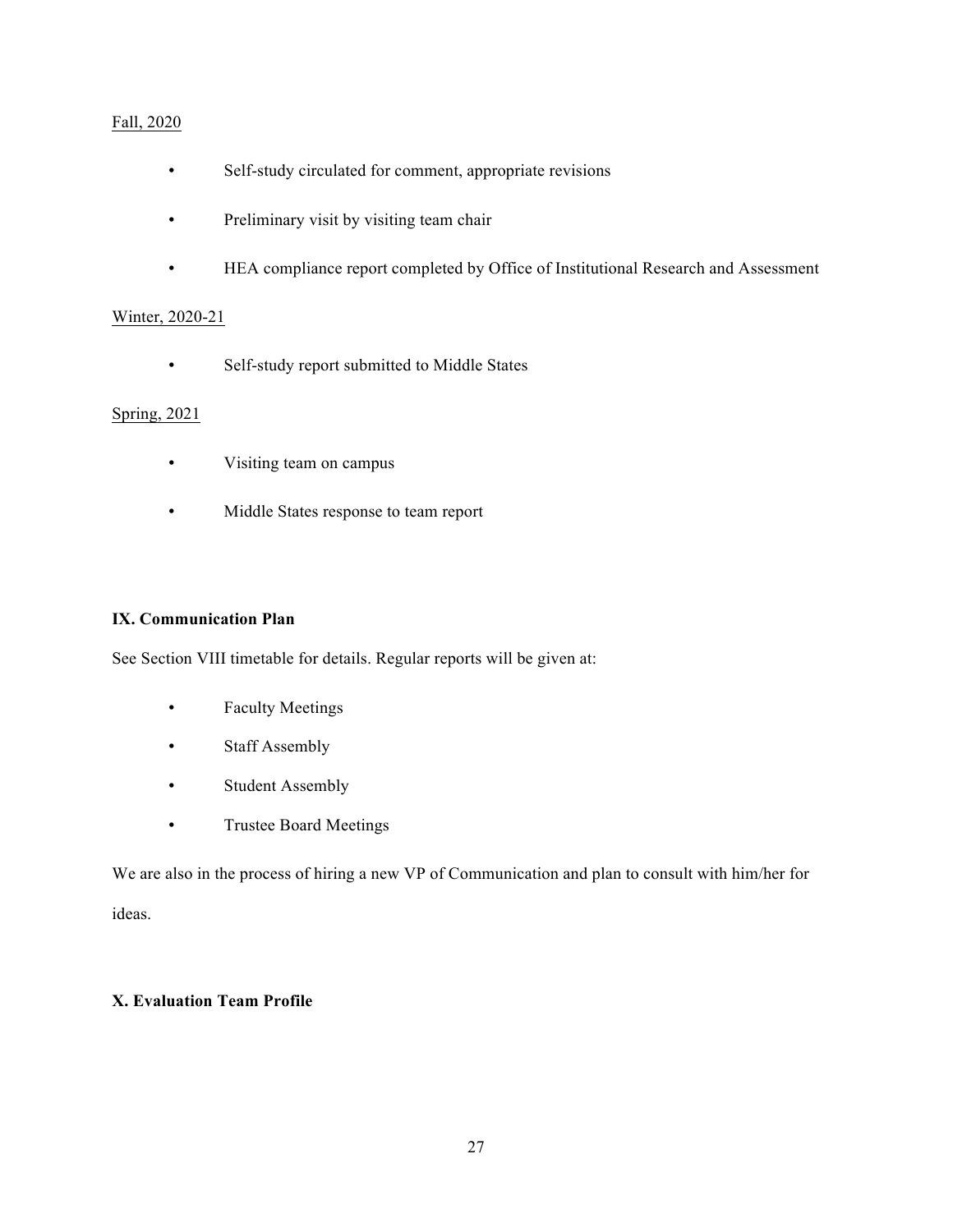Fall, 2020

- Self-study circulated for comment, appropriate revisions
- Preliminary visit by visiting team chair
- HEA compliance report completed by Office of Institutional Research and Assessment

Winter, 2020-21

- Self-study report submitted to Middle States

Spring, 2021

- Visiting team on campus
- Middle States response to team report

## IX. Communication Plan

See Section VIII timetable for details. Regular reports will be given at:

- Faculty Meetings
- Staff Assembly
- Student Assembly
- Trustee Board Meetings

We are also in the process of hiring a new VP of Communication and plan to consult with him/her for ideas.

## X. Evaluation Team Profile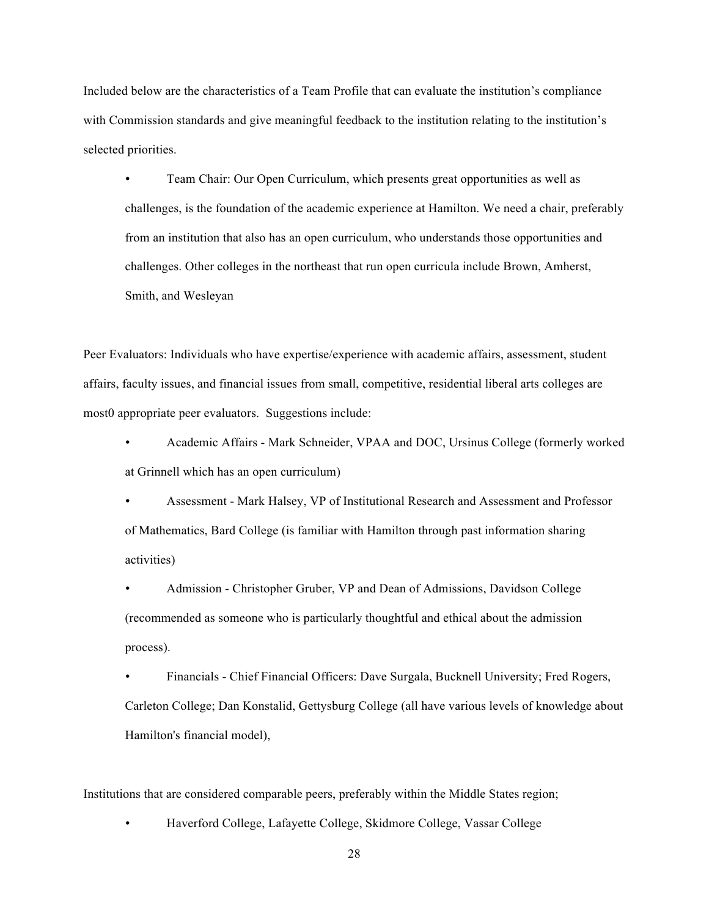Included below are the characteristics of a Team Profile that can evaluate the institution's compliance with Commission standards and give meaningful feedback to the institution relating to the institution's selected priorities.

- Team Chair: Our Open Curriculum, which presents great opportunities as well as challenges, is the foundation of the academic experience at Hamilton. We need a chair, preferably from an institution that also has an open curriculum, who understands those opportunities and challenges. Other colleges in the northeast that run open curricula include Brown, Amherst, Smith, and Wesleyan

Peer Evaluators: Individuals who have expertise/experience with academic affairs, assessment, student affairs, faculty issues, and financial issues from small, competitive, residential liberal arts colleges are most0 appropriate peer evaluators. Suggestions include:

- Academic Affairs - Mark Schneider, VPAA and DOC, Ursinus College (formerly worked at Grinnell which has an open curriculum)
- Assessment - Mark Halsey, VP of Institutional Research and Assessment and Professor of Mathematics, Bard College (is familiar with Hamilton through past information sharing activities)
- Admission - Christopher Gruber, VP and Dean of Admissions, Davidson College (recommended as someone who is particularly thoughtful and ethical about the admission process).
- Financials - Chief Financial Officers: Dave Surgala, Bucknell University; Fred Rogers, Carleton College; Dan Konstalid, Gettysburg College (all have various levels of knowledge about Hamilton's financial model),

Institutions that are considered comparable peers, preferably within the Middle States region;

- Haverford College, Lafayette College, Skidmore College, Vassar College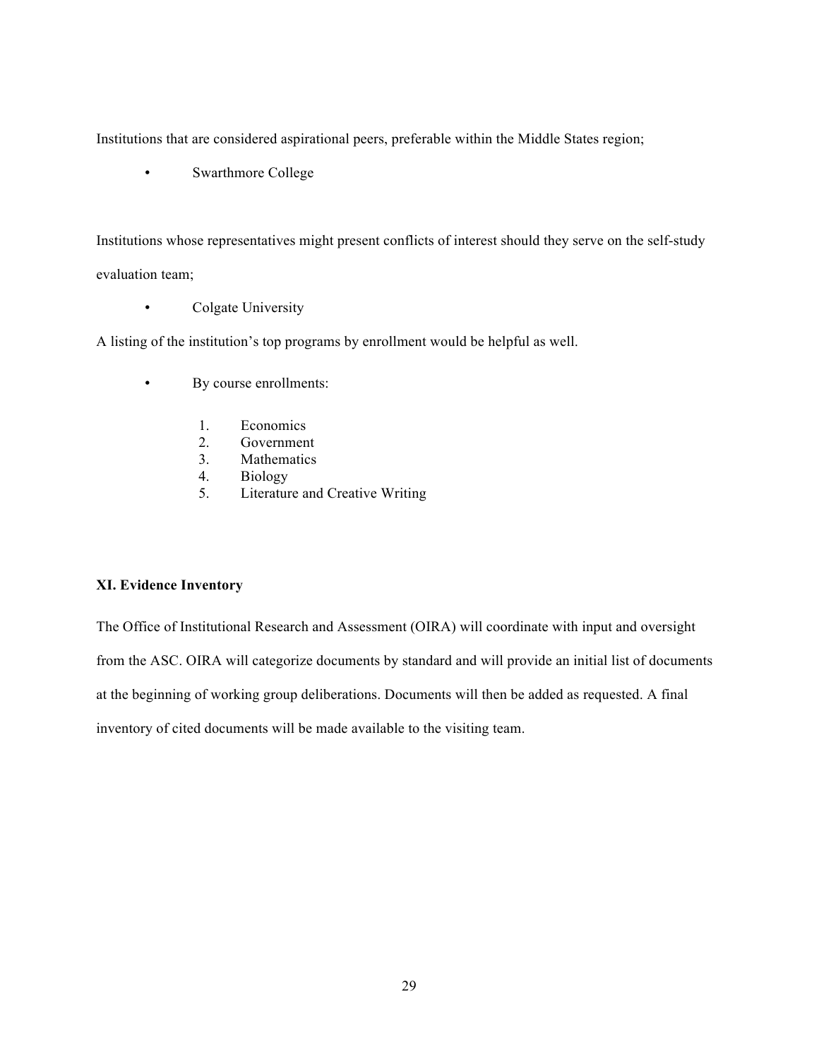Institutions that are considered aspirational peers, preferable within the Middle States region;

- Swarthmore College

Institutions whose representatives might present conflicts of interest should they serve on the self-study evaluation team;

- Colgate University

A listing of the institution's top programs by enrollment would be helpful as well.

- By course enrollments:

    1. Economics
    2. Government
    3. Mathematics
    4. Biology
    5. Literature and Creative Writing

**XI. Evidence Inventory**

The Office of Institutional Research and Assessment (OIRA) will coordinate with input and oversight from the ASC. OIRA will categorize documents by standard and will provide an initial list of documents at the beginning of working group deliberations. Documents will then be added as requested. A final inventory of cited documents will be made available to the visiting team.